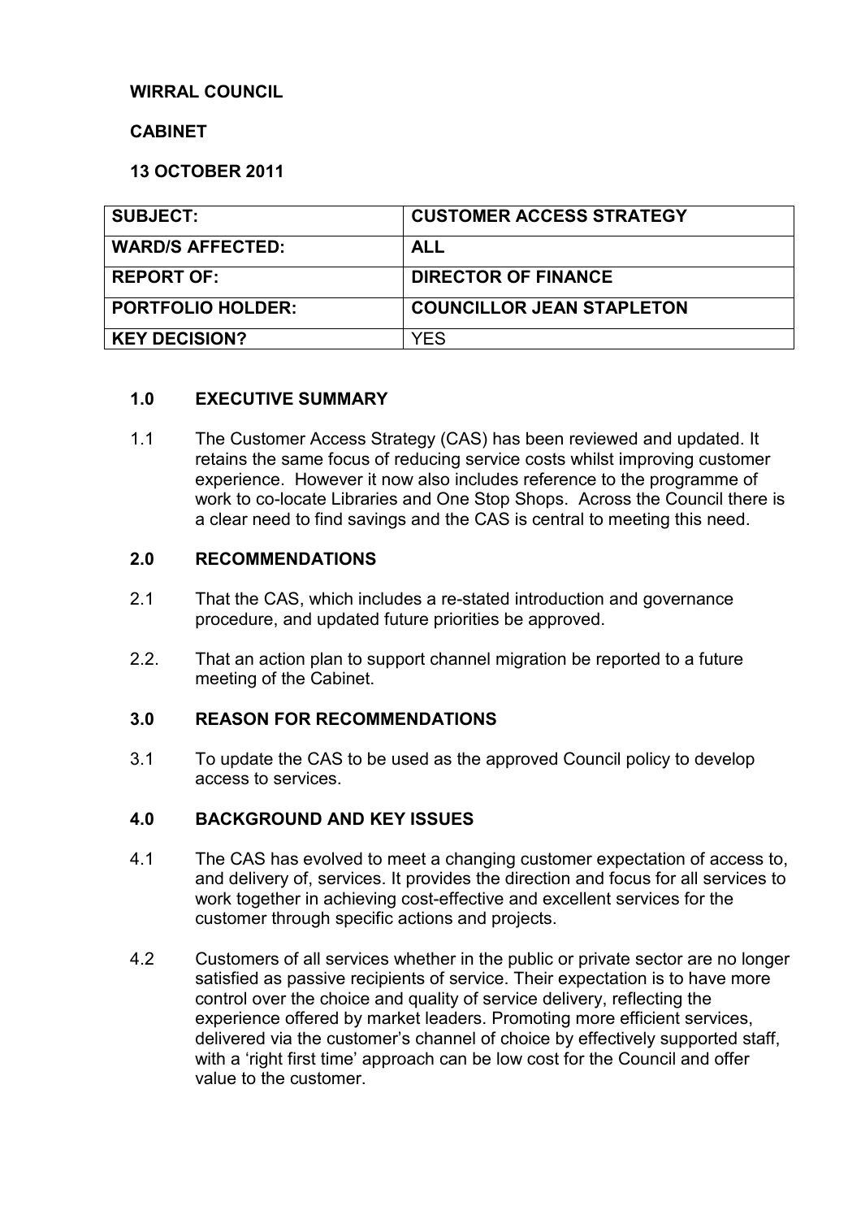**WIRRAL COUNCIL**

**CABINET**

**13 OCTOBER 2011**

| SUBJECT: | CUSTOMER ACCESS STRATEGY |
|---|---|
| WARD/S AFFECTED: | ALL |
| REPORT OF: | DIRECTOR OF FINANCE |
| PORTFOLIO HOLDER: | COUNCILLOR JEAN STAPLETON |
| KEY DECISION? | YES |

## 1.0 EXECUTIVE SUMMARY

1.1 The Customer Access Strategy (CAS) has been reviewed and updated. It retains the same focus of reducing service costs whilst improving customer experience. However it now also includes reference to the programme of work to co-locate Libraries and One Stop Shops. Across the Council there is a clear need to find savings and the CAS is central to meeting this need.

## 2.0 RECOMMENDATIONS

2.1 That the CAS, which includes a re-stated introduction and governance procedure, and updated future priorities be approved.

2.2. That an action plan to support channel migration be reported to a future meeting of the Cabinet.

## 3.0 REASON FOR RECOMMENDATIONS

3.1 To update the CAS to be used as the approved Council policy to develop access to services.

## 4.0 BACKGROUND AND KEY ISSUES

4.1 The CAS has evolved to meet a changing customer expectation of access to, and delivery of, services. It provides the direction and focus for all services to work together in achieving cost-effective and excellent services for the customer through specific actions and projects.

4.2 Customers of all services whether in the public or private sector are no longer satisfied as passive recipients of service. Their expectation is to have more control over the choice and quality of service delivery, reflecting the experience offered by market leaders. Promoting more efficient services, delivered via the customer's channel of choice by effectively supported staff, with a 'right first time' approach can be low cost for the Council and offer value to the customer.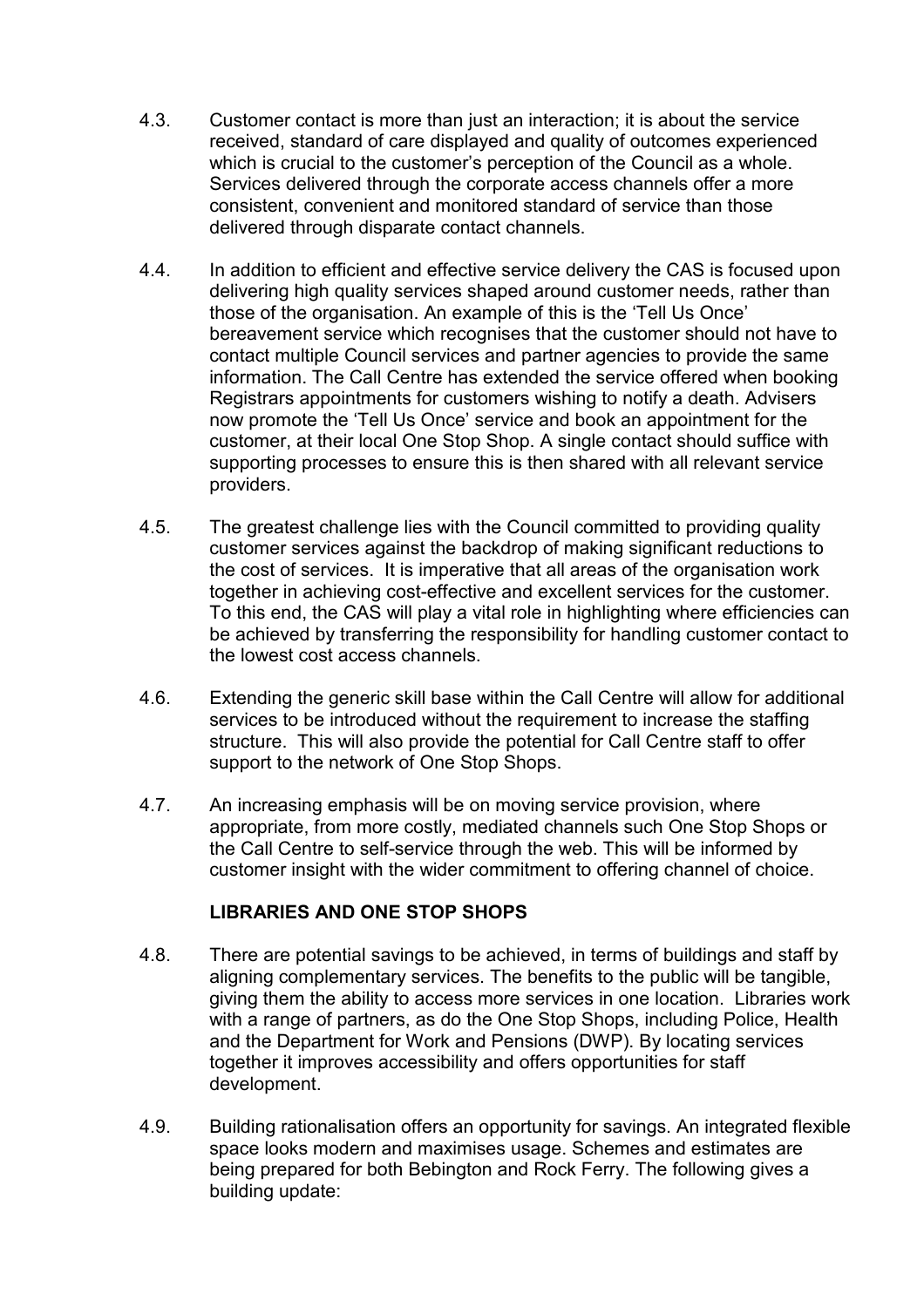4.3. Customer contact is more than just an interaction; it is about the service received, standard of care displayed and quality of outcomes experienced which is crucial to the customer's perception of the Council as a whole. Services delivered through the corporate access channels offer a more consistent, convenient and monitored standard of service than those delivered through disparate contact channels.

4.4. In addition to efficient and effective service delivery the CAS is focused upon delivering high quality services shaped around customer needs, rather than those of the organisation. An example of this is the 'Tell Us Once' bereavement service which recognises that the customer should not have to contact multiple Council services and partner agencies to provide the same information. The Call Centre has extended the service offered when booking Registrars appointments for customers wishing to notify a death. Advisers now promote the 'Tell Us Once' service and book an appointment for the customer, at their local One Stop Shop. A single contact should suffice with supporting processes to ensure this is then shared with all relevant service providers.

4.5. The greatest challenge lies with the Council committed to providing quality customer services against the backdrop of making significant reductions to the cost of services. It is imperative that all areas of the organisation work together in achieving cost-effective and excellent services for the customer. To this end, the CAS will play a vital role in highlighting where efficiencies can be achieved by transferring the responsibility for handling customer contact to the lowest cost access channels.

4.6. Extending the generic skill base within the Call Centre will allow for additional services to be introduced without the requirement to increase the staffing structure. This will also provide the potential for Call Centre staff to offer support to the network of One Stop Shops.

4.7. An increasing emphasis will be on moving service provision, where appropriate, from more costly, mediated channels such One Stop Shops or the Call Centre to self-service through the web. This will be informed by customer insight with the wider commitment to offering channel of choice.

**LIBRARIES AND ONE STOP SHOPS**

4.8. There are potential savings to be achieved, in terms of buildings and staff by aligning complementary services. The benefits to the public will be tangible, giving them the ability to access more services in one location. Libraries work with a range of partners, as do the One Stop Shops, including Police, Health and the Department for Work and Pensions (DWP). By locating services together it improves accessibility and offers opportunities for staff development.

4.9. Building rationalisation offers an opportunity for savings. An integrated flexible space looks modern and maximises usage. Schemes and estimates are being prepared for both Bebington and Rock Ferry. The following gives a building update: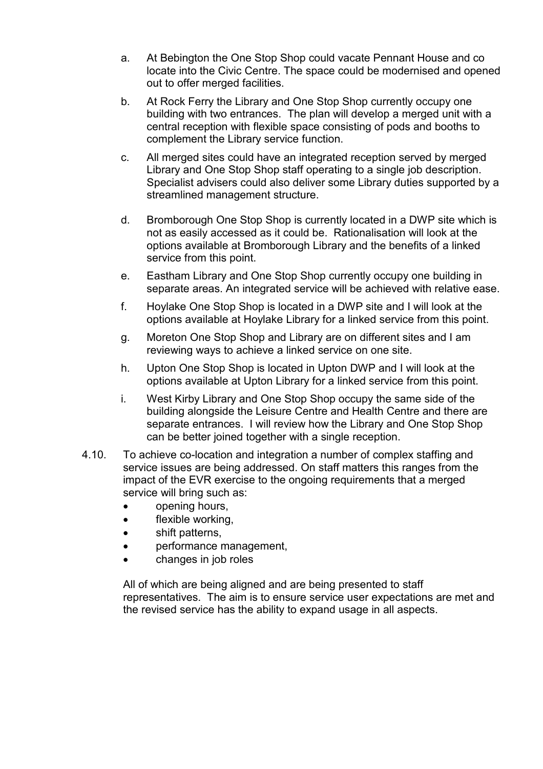a. At Bebington the One Stop Shop could vacate Pennant House and co locate into the Civic Centre. The space could be modernised and opened out to offer merged facilities.

b. At Rock Ferry the Library and One Stop Shop currently occupy one building with two entrances. The plan will develop a merged unit with a central reception with flexible space consisting of pods and booths to complement the Library service function.

c. All merged sites could have an integrated reception served by merged Library and One Stop Shop staff operating to a single job description. Specialist advisers could also deliver some Library duties supported by a streamlined management structure.

d. Bromborough One Stop Shop is currently located in a DWP site which is not as easily accessed as it could be. Rationalisation will look at the options available at Bromborough Library and the benefits of a linked service from this point.

e. Eastham Library and One Stop Shop currently occupy one building in separate areas. An integrated service will be achieved with relative ease.

f. Hoylake One Stop Shop is located in a DWP site and I will look at the options available at Hoylake Library for a linked service from this point.

g. Moreton One Stop Shop and Library are on different sites and I am reviewing ways to achieve a linked service on one site.

h. Upton One Stop Shop is located in Upton DWP and I will look at the options available at Upton Library for a linked service from this point.

i. West Kirby Library and One Stop Shop occupy the same side of the building alongside the Leisure Centre and Health Centre and there are separate entrances. I will review how the Library and One Stop Shop can be better joined together with a single reception.

4.10. To achieve co-location and integration a number of complex staffing and service issues are being addressed. On staff matters this ranges from the impact of the EVR exercise to the ongoing requirements that a merged service will bring such as:

- opening hours,
- flexible working,
- shift patterns,
- performance management,
- changes in job roles

All of which are being aligned and are being presented to staff representatives. The aim is to ensure service user expectations are met and the revised service has the ability to expand usage in all aspects.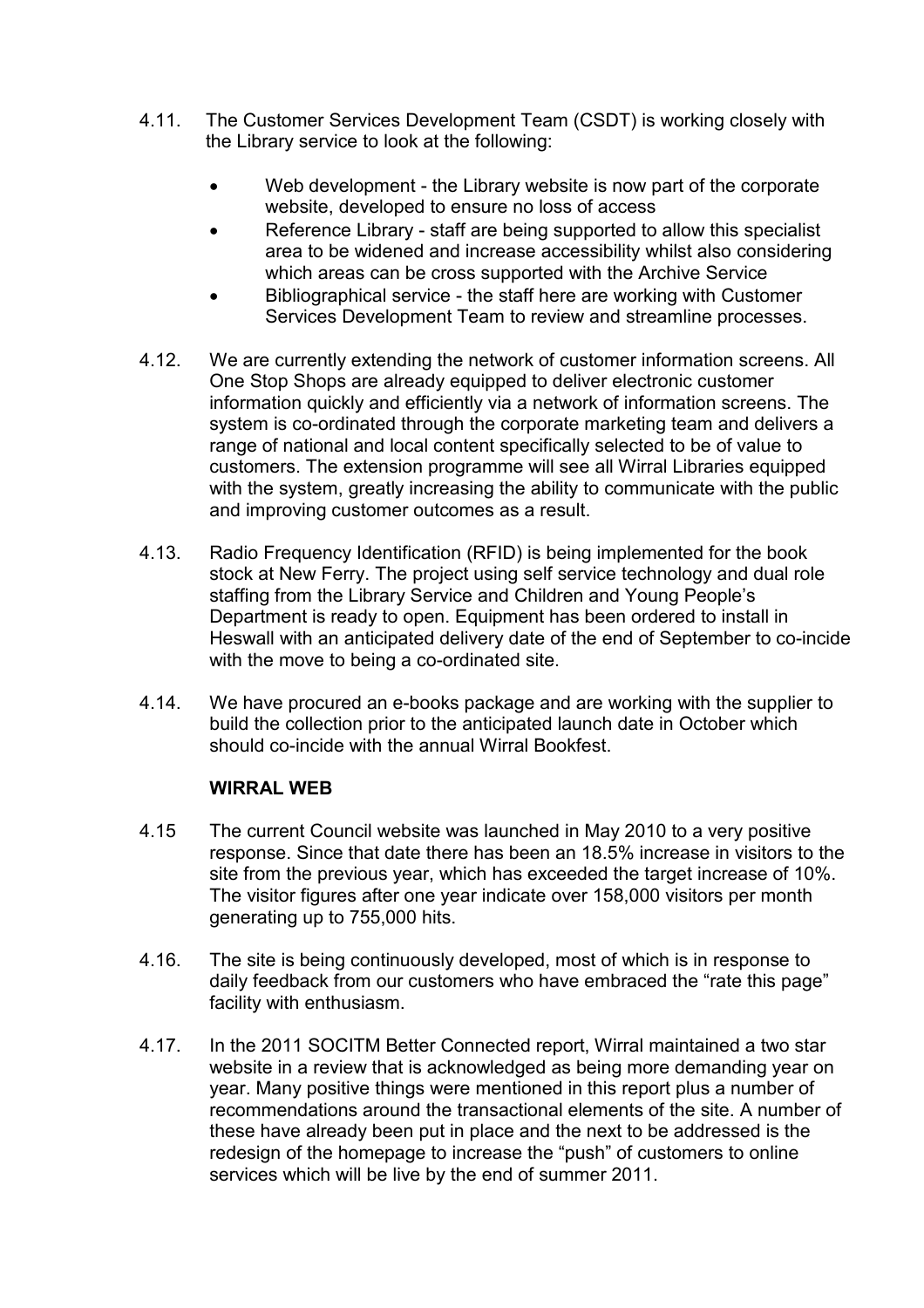4.11. The Customer Services Development Team (CSDT) is working closely with the Library service to look at the following:

- Web development - the Library website is now part of the corporate website, developed to ensure no loss of access
- Reference Library - staff are being supported to allow this specialist area to be widened and increase accessibility whilst also considering which areas can be cross supported with the Archive Service
- Bibliographical service - the staff here are working with Customer Services Development Team to review and streamline processes.

4.12. We are currently extending the network of customer information screens. All One Stop Shops are already equipped to deliver electronic customer information quickly and efficiently via a network of information screens. The system is co-ordinated through the corporate marketing team and delivers a range of national and local content specifically selected to be of value to customers. The extension programme will see all Wirral Libraries equipped with the system, greatly increasing the ability to communicate with the public and improving customer outcomes as a result.

4.13. Radio Frequency Identification (RFID) is being implemented for the book stock at New Ferry. The project using self service technology and dual role staffing from the Library Service and Children and Young People's Department is ready to open. Equipment has been ordered to install in Heswall with an anticipated delivery date of the end of September to co-incide with the move to being a co-ordinated site.

4.14. We have procured an e-books package and are working with the supplier to build the collection prior to the anticipated launch date in October which should co-incide with the annual Wirral Bookfest.

**WIRRAL WEB**

4.15 The current Council website was launched in May 2010 to a very positive response. Since that date there has been an 18.5% increase in visitors to the site from the previous year, which has exceeded the target increase of 10%. The visitor figures after one year indicate over 158,000 visitors per month generating up to 755,000 hits.

4.16. The site is being continuously developed, most of which is in response to daily feedback from our customers who have embraced the "rate this page" facility with enthusiasm.

4.17. In the 2011 SOCITM Better Connected report, Wirral maintained a two star website in a review that is acknowledged as being more demanding year on year. Many positive things were mentioned in this report plus a number of recommendations around the transactional elements of the site. A number of these have already been put in place and the next to be addressed is the redesign of the homepage to increase the "push" of customers to online services which will be live by the end of summer 2011.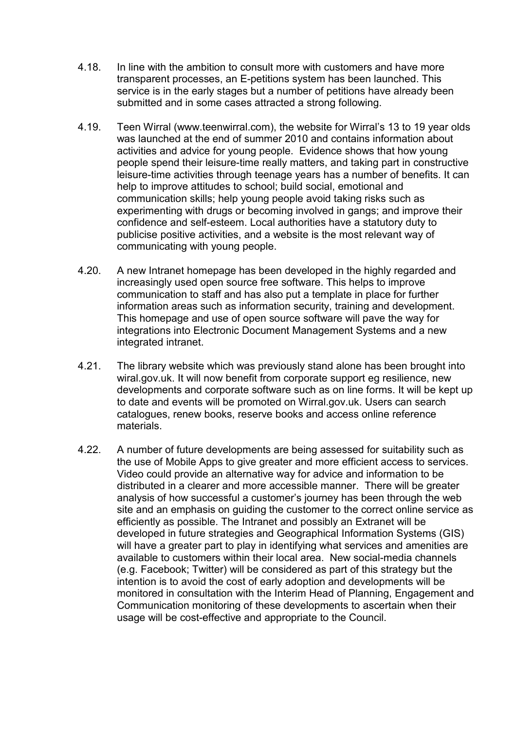4.18. In line with the ambition to consult more with customers and have more transparent processes, an E-petitions system has been launched. This service is in the early stages but a number of petitions have already been submitted and in some cases attracted a strong following.

4.19. Teen Wirral (www.teenwirral.com), the website for Wirral's 13 to 19 year olds was launched at the end of summer 2010 and contains information about activities and advice for young people. Evidence shows that how young people spend their leisure-time really matters, and taking part in constructive leisure-time activities through teenage years has a number of benefits. It can help to improve attitudes to school; build social, emotional and communication skills; help young people avoid taking risks such as experimenting with drugs or becoming involved in gangs; and improve their confidence and self-esteem. Local authorities have a statutory duty to publicise positive activities, and a website is the most relevant way of communicating with young people.

4.20. A new Intranet homepage has been developed in the highly regarded and increasingly used open source free software. This helps to improve communication to staff and has also put a template in place for further information areas such as information security, training and development. This homepage and use of open source software will pave the way for integrations into Electronic Document Management Systems and a new integrated intranet.

4.21. The library website which was previously stand alone has been brought into wiral.gov.uk. It will now benefit from corporate support eg resilience, new developments and corporate software such as on line forms. It will be kept up to date and events will be promoted on Wirral.gov.uk. Users can search catalogues, renew books, reserve books and access online reference materials.

4.22. A number of future developments are being assessed for suitability such as the use of Mobile Apps to give greater and more efficient access to services. Video could provide an alternative way for advice and information to be distributed in a clearer and more accessible manner. There will be greater analysis of how successful a customer's journey has been through the web site and an emphasis on guiding the customer to the correct online service as efficiently as possible. The Intranet and possibly an Extranet will be developed in future strategies and Geographical Information Systems (GIS) will have a greater part to play in identifying what services and amenities are available to customers within their local area. New social-media channels (e.g. Facebook; Twitter) will be considered as part of this strategy but the intention is to avoid the cost of early adoption and developments will be monitored in consultation with the Interim Head of Planning, Engagement and Communication monitoring of these developments to ascertain when their usage will be cost-effective and appropriate to the Council.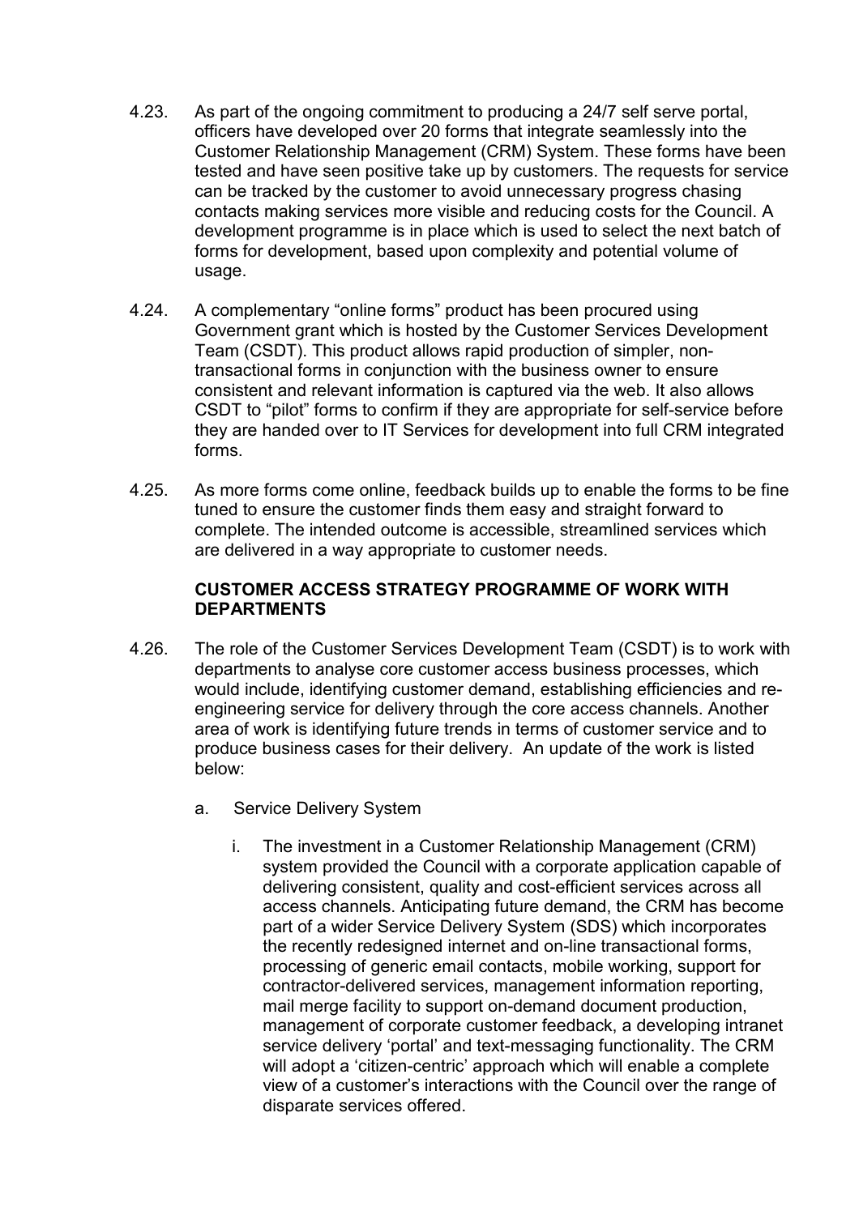4.23. As part of the ongoing commitment to producing a 24/7 self serve portal, officers have developed over 20 forms that integrate seamlessly into the Customer Relationship Management (CRM) System. These forms have been tested and have seen positive take up by customers. The requests for service can be tracked by the customer to avoid unnecessary progress chasing contacts making services more visible and reducing costs for the Council. A development programme is in place which is used to select the next batch of forms for development, based upon complexity and potential volume of usage.

4.24. A complementary "online forms" product has been procured using Government grant which is hosted by the Customer Services Development Team (CSDT). This product allows rapid production of simpler, non-transactional forms in conjunction with the business owner to ensure consistent and relevant information is captured via the web. It also allows CSDT to "pilot" forms to confirm if they are appropriate for self-service before they are handed over to IT Services for development into full CRM integrated forms.

4.25. As more forms come online, feedback builds up to enable the forms to be fine tuned to ensure the customer finds them easy and straight forward to complete. The intended outcome is accessible, streamlined services which are delivered in a way appropriate to customer needs.

**CUSTOMER ACCESS STRATEGY PROGRAMME OF WORK WITH DEPARTMENTS**

4.26. The role of the Customer Services Development Team (CSDT) is to work with departments to analyse core customer access business processes, which would include, identifying customer demand, establishing efficiencies and re-engineering service for delivery through the core access channels. Another area of work is identifying future trends in terms of customer service and to produce business cases for their delivery. An update of the work is listed below:

a. Service Delivery System

i. The investment in a Customer Relationship Management (CRM) system provided the Council with a corporate application capable of delivering consistent, quality and cost-efficient services across all access channels. Anticipating future demand, the CRM has become part of a wider Service Delivery System (SDS) which incorporates the recently redesigned internet and on-line transactional forms, processing of generic email contacts, mobile working, support for contractor-delivered services, management information reporting, mail merge facility to support on-demand document production, management of corporate customer feedback, a developing intranet service delivery 'portal' and text-messaging functionality. The CRM will adopt a 'citizen-centric' approach which will enable a complete view of a customer's interactions with the Council over the range of disparate services offered.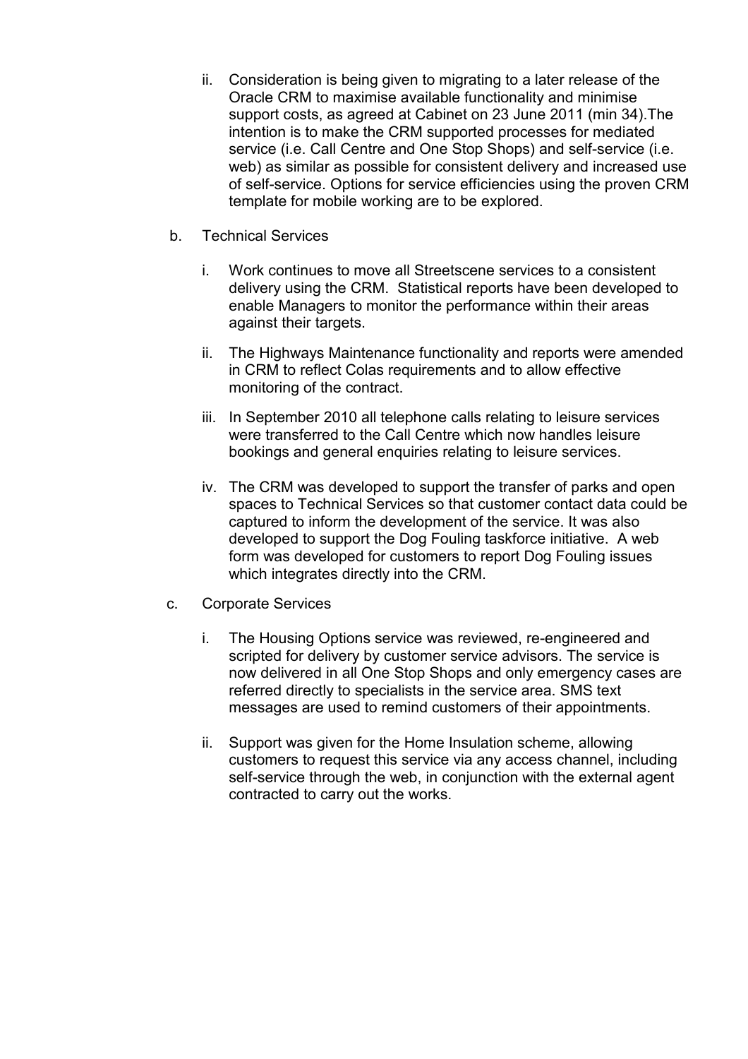ii. Consideration is being given to migrating to a later release of the Oracle CRM to maximise available functionality and minimise support costs, as agreed at Cabinet on 23 June 2011 (min 34).The intention is to make the CRM supported processes for mediated service (i.e. Call Centre and One Stop Shops) and self-service (i.e. web) as similar as possible for consistent delivery and increased use of self-service. Options for service efficiencies using the proven CRM template for mobile working are to be explored.

b. Technical Services

i. Work continues to move all Streetscene services to a consistent delivery using the CRM. Statistical reports have been developed to enable Managers to monitor the performance within their areas against their targets.

ii. The Highways Maintenance functionality and reports were amended in CRM to reflect Colas requirements and to allow effective monitoring of the contract.

iii. In September 2010 all telephone calls relating to leisure services were transferred to the Call Centre which now handles leisure bookings and general enquiries relating to leisure services.

iv. The CRM was developed to support the transfer of parks and open spaces to Technical Services so that customer contact data could be captured to inform the development of the service. It was also developed to support the Dog Fouling taskforce initiative. A web form was developed for customers to report Dog Fouling issues which integrates directly into the CRM.

c. Corporate Services

i. The Housing Options service was reviewed, re-engineered and scripted for delivery by customer service advisors. The service is now delivered in all One Stop Shops and only emergency cases are referred directly to specialists in the service area. SMS text messages are used to remind customers of their appointments.

ii. Support was given for the Home Insulation scheme, allowing customers to request this service via any access channel, including self-service through the web, in conjunction with the external agent contracted to carry out the works.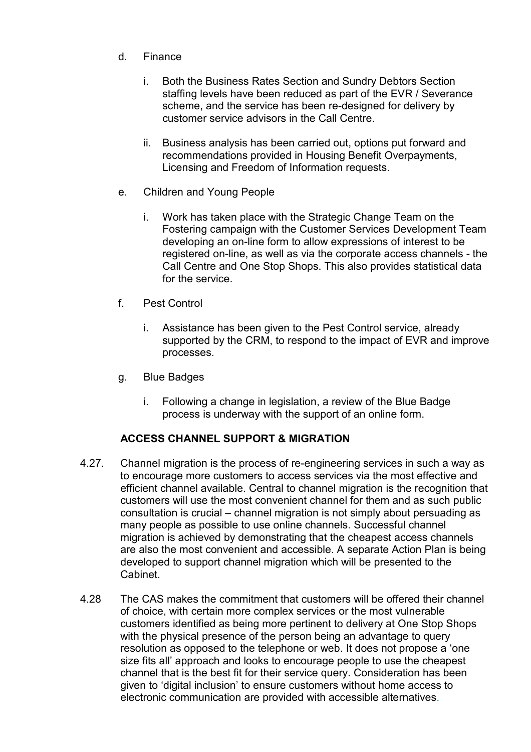d. Finance

   i. Both the Business Rates Section and Sundry Debtors Section staffing levels have been reduced as part of the EVR / Severance scheme, and the service has been re-designed for delivery by customer service advisors in the Call Centre.

   ii. Business analysis has been carried out, options put forward and recommendations provided in Housing Benefit Overpayments, Licensing and Freedom of Information requests.

e. Children and Young People

   i. Work has taken place with the Strategic Change Team on the Fostering campaign with the Customer Services Development Team developing an on-line form to allow expressions of interest to be registered on-line, as well as via the corporate access channels - the Call Centre and One Stop Shops. This also provides statistical data for the service.

f. Pest Control

   i. Assistance has been given to the Pest Control service, already supported by the CRM, to respond to the impact of EVR and improve processes.

g. Blue Badges

   i. Following a change in legislation, a review of the Blue Badge process is underway with the support of an online form.

**ACCESS CHANNEL SUPPORT & MIGRATION**

4.27. Channel migration is the process of re-engineering services in such a way as to encourage more customers to access services via the most effective and efficient channel available. Central to channel migration is the recognition that customers will use the most convenient channel for them and as such public consultation is crucial – channel migration is not simply about persuading as many people as possible to use online channels. Successful channel migration is achieved by demonstrating that the cheapest access channels are also the most convenient and accessible. A separate Action Plan is being developed to support channel migration which will be presented to the Cabinet.

4.28 The CAS makes the commitment that customers will be offered their channel of choice, with certain more complex services or the most vulnerable customers identified as being more pertinent to delivery at One Stop Shops with the physical presence of the person being an advantage to query resolution as opposed to the telephone or web. It does not propose a 'one size fits all' approach and looks to encourage people to use the cheapest channel that is the best fit for their service query. Consideration has been given to 'digital inclusion' to ensure customers without home access to electronic communication are provided with accessible alternatives.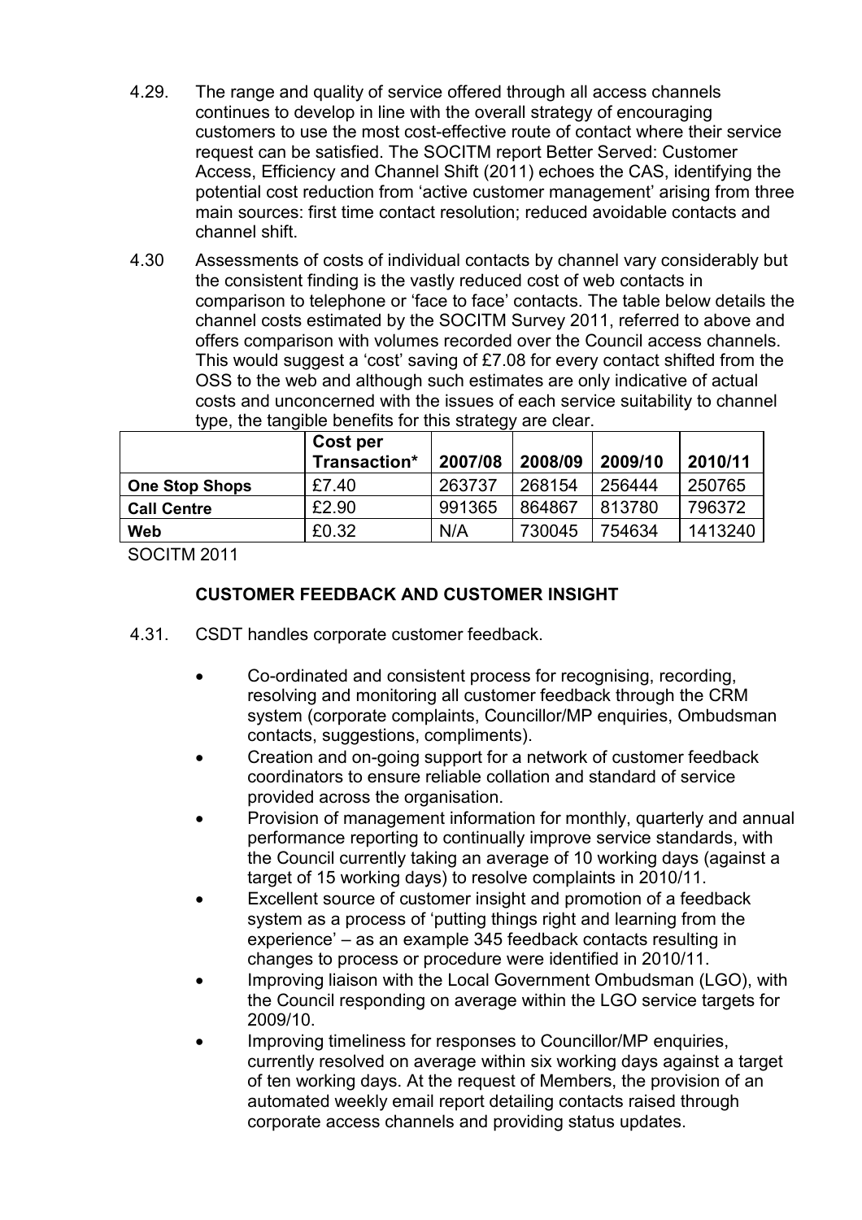4.29. The range and quality of service offered through all access channels continues to develop in line with the overall strategy of encouraging customers to use the most cost-effective route of contact where their service request can be satisfied. The SOCITM report Better Served: Customer Access, Efficiency and Channel Shift (2011) echoes the CAS, identifying the potential cost reduction from 'active customer management' arising from three main sources: first time contact resolution; reduced avoidable contacts and channel shift.

4.30 Assessments of costs of individual contacts by channel vary considerably but the consistent finding is the vastly reduced cost of web contacts in comparison to telephone or 'face to face' contacts. The table below details the channel costs estimated by the SOCITM Survey 2011, referred to above and offers comparison with volumes recorded over the Council access channels. This would suggest a 'cost' saving of £7.08 for every contact shifted from the OSS to the web and although such estimates are only indicative of actual costs and unconcerned with the issues of each service suitability to channel type, the tangible benefits for this strategy are clear.

| | Cost per Transaction* | 2007/08 | 2008/09 | 2009/10 | 2010/11 |
|---|---|---|---|---|---|
| **One Stop Shops** | £7.40 | 263737 | 268154 | 256444 | 250765 |
| **Call Centre** | £2.90 | 991365 | 864867 | 813780 | 796372 |
| **Web** | £0.32 | N/A | 730045 | 754634 | 1413240 |

SOCITM 2011

### CUSTOMER FEEDBACK AND CUSTOMER INSIGHT

4.31. CSDT handles corporate customer feedback.

- Co-ordinated and consistent process for recognising, recording, resolving and monitoring all customer feedback through the CRM system (corporate complaints, Councillor/MP enquiries, Ombudsman contacts, suggestions, compliments).
- Creation and on-going support for a network of customer feedback coordinators to ensure reliable collation and standard of service provided across the organisation.
- Provision of management information for monthly, quarterly and annual performance reporting to continually improve service standards, with the Council currently taking an average of 10 working days (against a target of 15 working days) to resolve complaints in 2010/11.
- Excellent source of customer insight and promotion of a feedback system as a process of 'putting things right and learning from the experience' – as an example 345 feedback contacts resulting in changes to process or procedure were identified in 2010/11.
- Improving liaison with the Local Government Ombudsman (LGO), with the Council responding on average within the LGO service targets for 2009/10.
- Improving timeliness for responses to Councillor/MP enquiries, currently resolved on average within six working days against a target of ten working days. At the request of Members, the provision of an automated weekly email report detailing contacts raised through corporate access channels and providing status updates.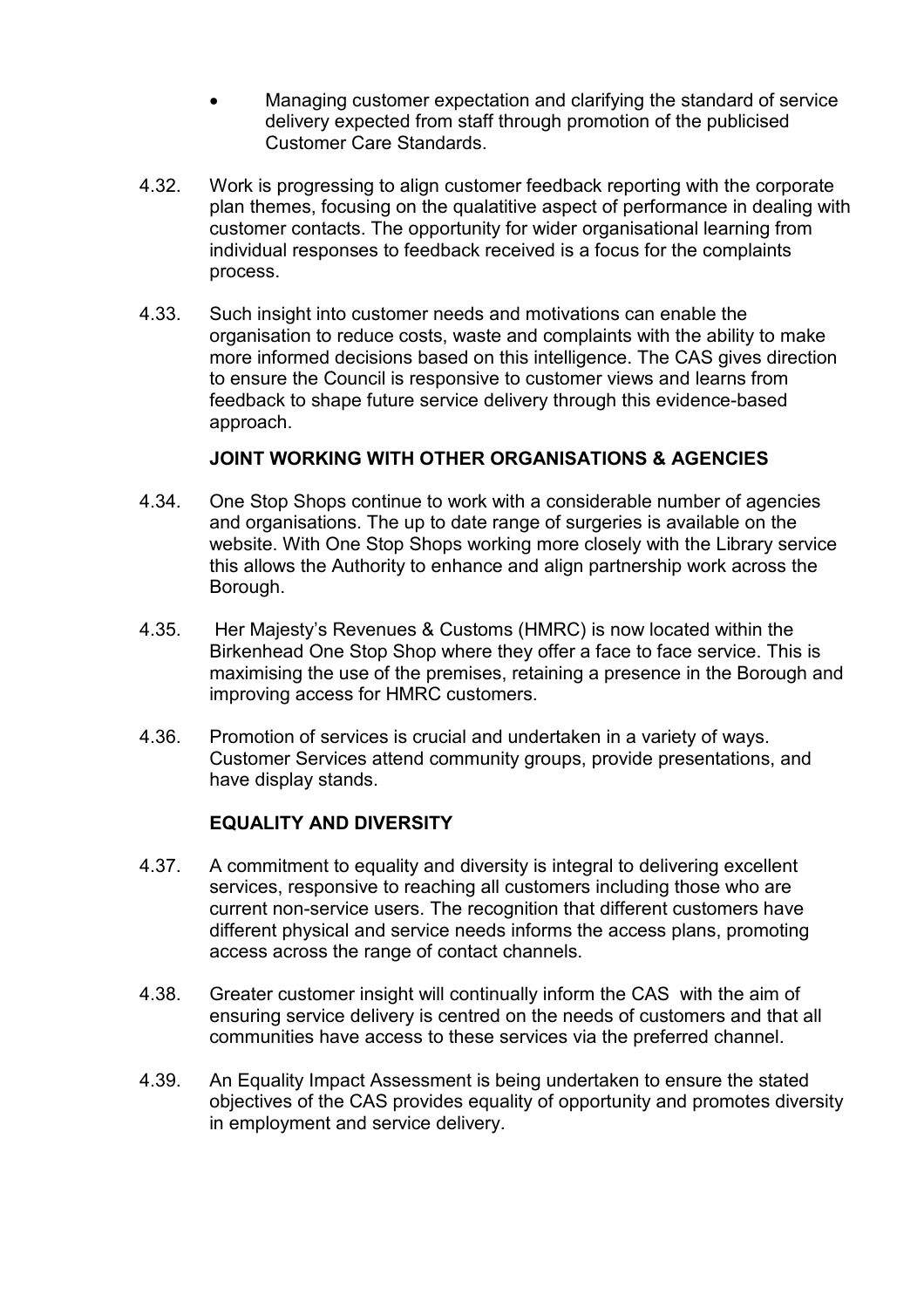- Managing customer expectation and clarifying the standard of service delivery expected from staff through promotion of the publicised Customer Care Standards.

4.32. Work is progressing to align customer feedback reporting with the corporate plan themes, focusing on the qualatitive aspect of performance in dealing with customer contacts. The opportunity for wider organisational learning from individual responses to feedback received is a focus for the complaints process.

4.33. Such insight into customer needs and motivations can enable the organisation to reduce costs, waste and complaints with the ability to make more informed decisions based on this intelligence. The CAS gives direction to ensure the Council is responsive to customer views and learns from feedback to shape future service delivery through this evidence-based approach.

**JOINT WORKING WITH OTHER ORGANISATIONS & AGENCIES**

4.34. One Stop Shops continue to work with a considerable number of agencies and organisations. The up to date range of surgeries is available on the website. With One Stop Shops working more closely with the Library service this allows the Authority to enhance and align partnership work across the Borough.

4.35. Her Majesty's Revenues & Customs (HMRC) is now located within the Birkenhead One Stop Shop where they offer a face to face service. This is maximising the use of the premises, retaining a presence in the Borough and improving access for HMRC customers.

4.36. Promotion of services is crucial and undertaken in a variety of ways. Customer Services attend community groups, provide presentations, and have display stands.

**EQUALITY AND DIVERSITY**

4.37. A commitment to equality and diversity is integral to delivering excellent services, responsive to reaching all customers including those who are current non-service users. The recognition that different customers have different physical and service needs informs the access plans, promoting access across the range of contact channels.

4.38. Greater customer insight will continually inform the CAS with the aim of ensuring service delivery is centred on the needs of customers and that all communities have access to these services via the preferred channel.

4.39. An Equality Impact Assessment is being undertaken to ensure the stated objectives of the CAS provides equality of opportunity and promotes diversity in employment and service delivery.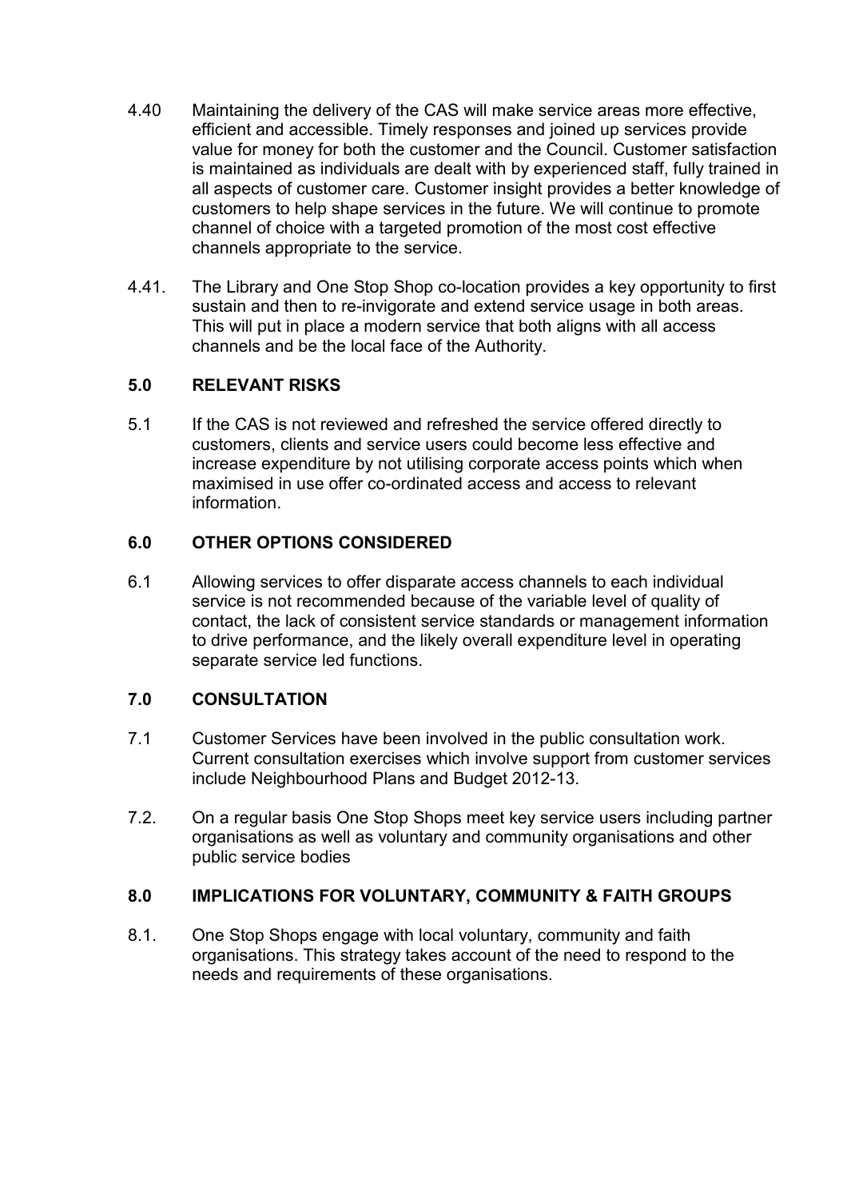4.40 Maintaining the delivery of the CAS will make service areas more effective, efficient and accessible. Timely responses and joined up services provide value for money for both the customer and the Council. Customer satisfaction is maintained as individuals are dealt with by experienced staff, fully trained in all aspects of customer care. Customer insight provides a better knowledge of customers to help shape services in the future. We will continue to promote channel of choice with a targeted promotion of the most cost effective channels appropriate to the service.

4.41. The Library and One Stop Shop co-location provides a key opportunity to first sustain and then to re-invigorate and extend service usage in both areas. This will put in place a modern service that both aligns with all access channels and be the local face of the Authority.

## 5.0 RELEVANT RISKS

5.1 If the CAS is not reviewed and refreshed the service offered directly to customers, clients and service users could become less effective and increase expenditure by not utilising corporate access points which when maximised in use offer co-ordinated access and access to relevant information.

## 6.0 OTHER OPTIONS CONSIDERED

6.1 Allowing services to offer disparate access channels to each individual service is not recommended because of the variable level of quality of contact, the lack of consistent service standards or management information to drive performance, and the likely overall expenditure level in operating separate service led functions.

## 7.0 CONSULTATION

7.1 Customer Services have been involved in the public consultation work. Current consultation exercises which involve support from customer services include Neighbourhood Plans and Budget 2012-13.

7.2. On a regular basis One Stop Shops meet key service users including partner organisations as well as voluntary and community organisations and other public service bodies

## 8.0 IMPLICATIONS FOR VOLUNTARY, COMMUNITY & FAITH GROUPS

8.1. One Stop Shops engage with local voluntary, community and faith organisations. This strategy takes account of the need to respond to the needs and requirements of these organisations.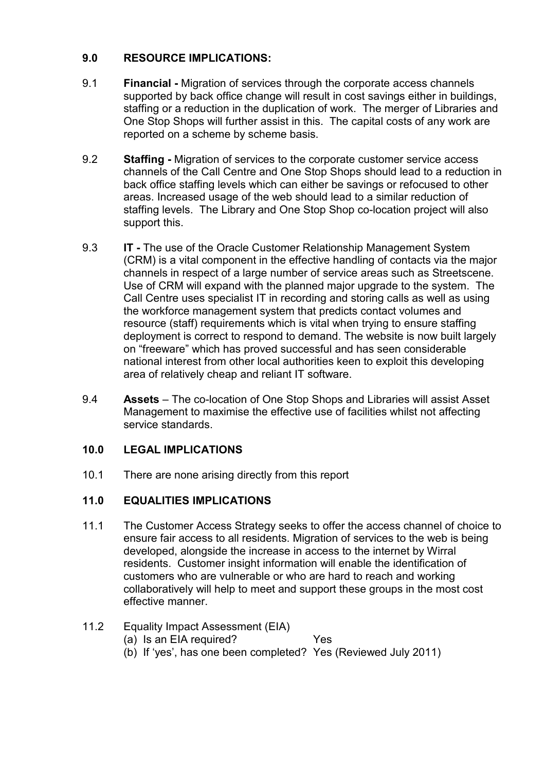## 9.0 RESOURCE IMPLICATIONS:

9.1 **Financial -** Migration of services through the corporate access channels supported by back office change will result in cost savings either in buildings, staffing or a reduction in the duplication of work. The merger of Libraries and One Stop Shops will further assist in this. The capital costs of any work are reported on a scheme by scheme basis.

9.2 **Staffing -** Migration of services to the corporate customer service access channels of the Call Centre and One Stop Shops should lead to a reduction in back office staffing levels which can either be savings or refocused to other areas. Increased usage of the web should lead to a similar reduction of staffing levels. The Library and One Stop Shop co-location project will also support this.

9.3 **IT -** The use of the Oracle Customer Relationship Management System (CRM) is a vital component in the effective handling of contacts via the major channels in respect of a large number of service areas such as Streetscene. Use of CRM will expand with the planned major upgrade to the system. The Call Centre uses specialist IT in recording and storing calls as well as using the workforce management system that predicts contact volumes and resource (staff) requirements which is vital when trying to ensure staffing deployment is correct to respond to demand. The website is now built largely on "freeware" which has proved successful and has seen considerable national interest from other local authorities keen to exploit this developing area of relatively cheap and reliant IT software.

9.4 **Assets** – The co-location of One Stop Shops and Libraries will assist Asset Management to maximise the effective use of facilities whilst not affecting service standards.

## 10.0 LEGAL IMPLICATIONS

10.1 There are none arising directly from this report

## 11.0 EQUALITIES IMPLICATIONS

11.1 The Customer Access Strategy seeks to offer the access channel of choice to ensure fair access to all residents. Migration of services to the web is being developed, alongside the increase in access to the internet by Wirral residents. Customer insight information will enable the identification of customers who are vulnerable or who are hard to reach and working collaboratively will help to meet and support these groups in the most cost effective manner.

11.2 Equality Impact Assessment (EIA)

(a) Is an EIA required? Yes

(b) If 'yes', has one been completed? Yes (Reviewed July 2011)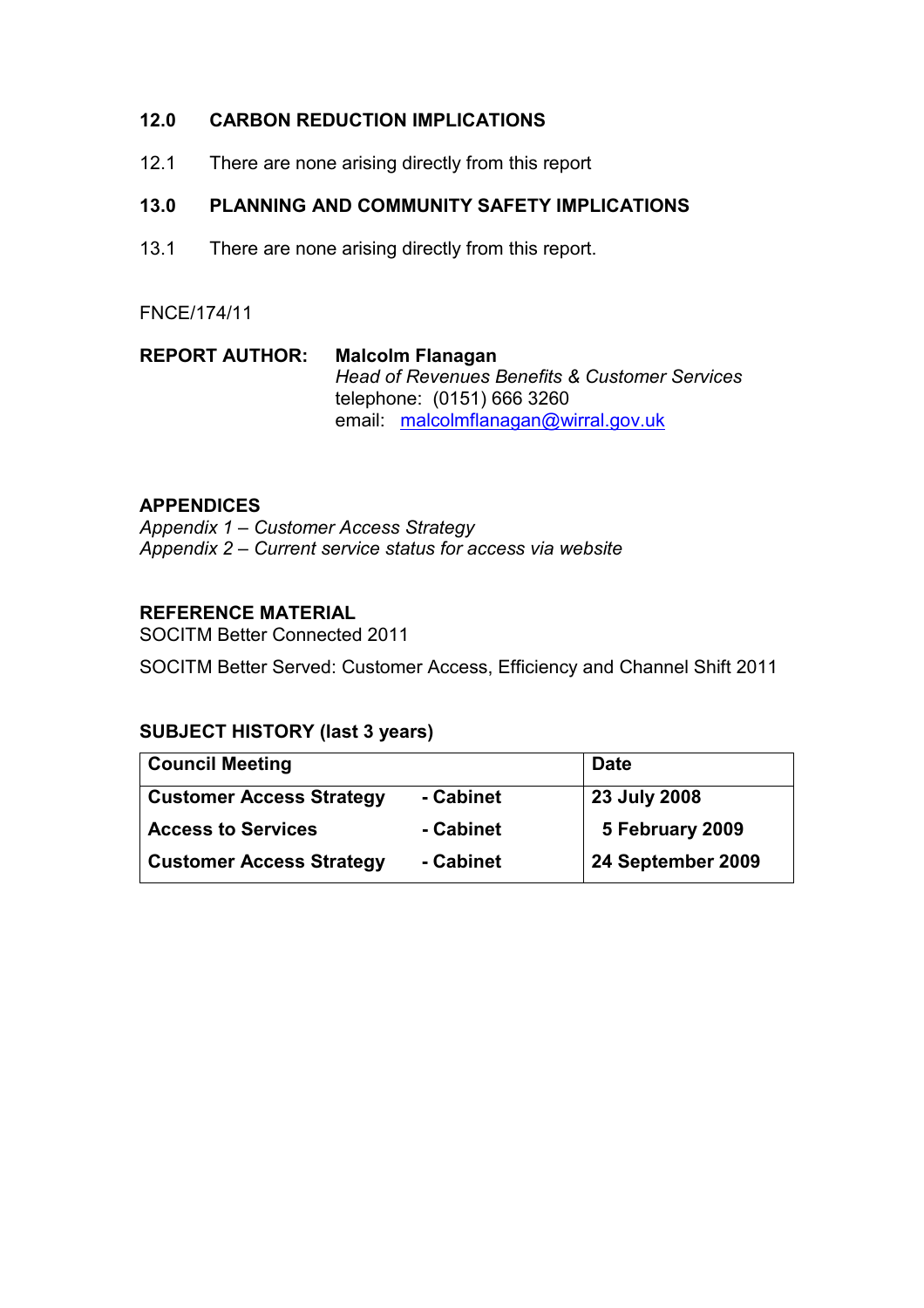## 12.0 CARBON REDUCTION IMPLICATIONS

12.1 There are none arising directly from this report

## 13.0 PLANNING AND COMMUNITY SAFETY IMPLICATIONS

13.1 There are none arising directly from this report.

FNCE/174/11

**REPORT AUTHOR:** **Malcolm Flanagan**
*Head of Revenues Benefits & Customer Services*
telephone: (0151) 666 3260
email: malcolmflanagan@wirral.gov.uk

**APPENDICES**
*Appendix 1 – Customer Access Strategy*
*Appendix 2 – Current service status for access via website*

**REFERENCE MATERIAL**
SOCITM Better Connected 2011

SOCITM Better Served: Customer Access, Efficiency and Channel Shift 2011

**SUBJECT HISTORY (last 3 years)**

| Council Meeting | | Date |
|---|---|---|
| **Customer Access Strategy** | **- Cabinet** | **23 July 2008** |
| **Access to Services** | **- Cabinet** | **5 February 2009** |
| **Customer Access Strategy** | **- Cabinet** | **24 September 2009** |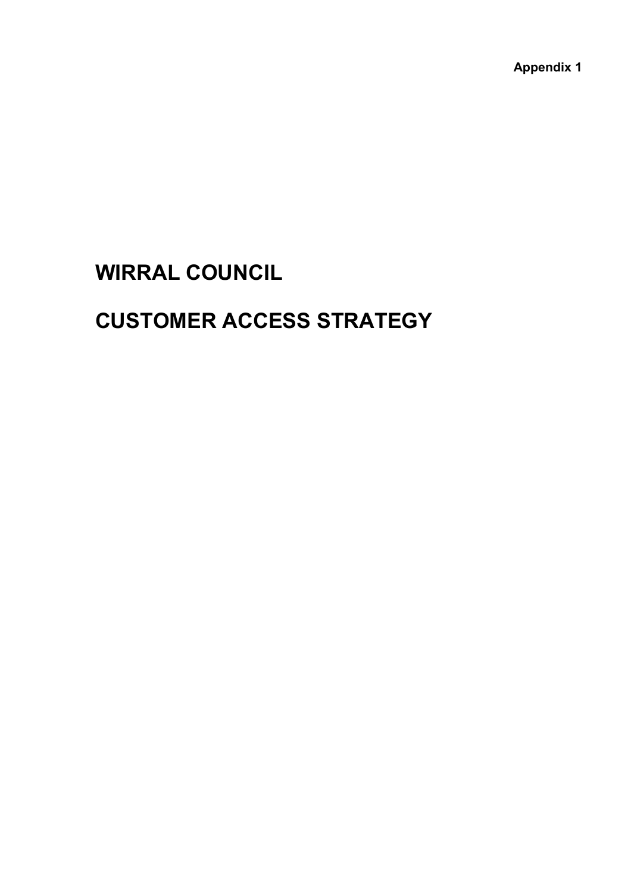**Appendix 1**

# WIRRAL COUNCIL

# CUSTOMER ACCESS STRATEGY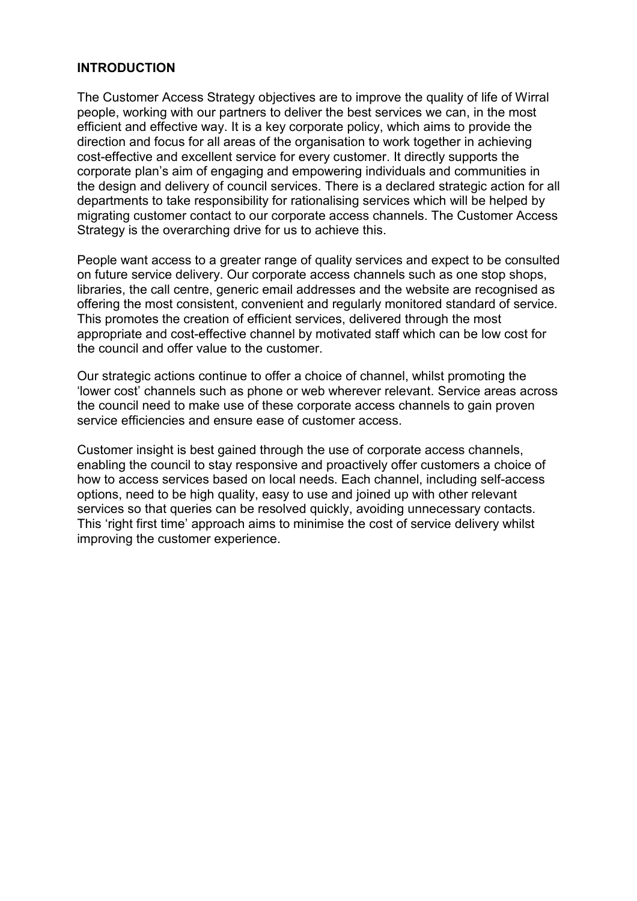## INTRODUCTION

The Customer Access Strategy objectives are to improve the quality of life of Wirral people, working with our partners to deliver the best services we can, in the most efficient and effective way. It is a key corporate policy, which aims to provide the direction and focus for all areas of the organisation to work together in achieving cost-effective and excellent service for every customer. It directly supports the corporate plan's aim of engaging and empowering individuals and communities in the design and delivery of council services. There is a declared strategic action for all departments to take responsibility for rationalising services which will be helped by migrating customer contact to our corporate access channels. The Customer Access Strategy is the overarching drive for us to achieve this.

People want access to a greater range of quality services and expect to be consulted on future service delivery. Our corporate access channels such as one stop shops, libraries, the call centre, generic email addresses and the website are recognised as offering the most consistent, convenient and regularly monitored standard of service. This promotes the creation of efficient services, delivered through the most appropriate and cost-effective channel by motivated staff which can be low cost for the council and offer value to the customer.

Our strategic actions continue to offer a choice of channel, whilst promoting the 'lower cost' channels such as phone or web wherever relevant. Service areas across the council need to make use of these corporate access channels to gain proven service efficiencies and ensure ease of customer access.

Customer insight is best gained through the use of corporate access channels, enabling the council to stay responsive and proactively offer customers a choice of how to access services based on local needs. Each channel, including self-access options, need to be high quality, easy to use and joined up with other relevant services so that queries can be resolved quickly, avoiding unnecessary contacts. This 'right first time' approach aims to minimise the cost of service delivery whilst improving the customer experience.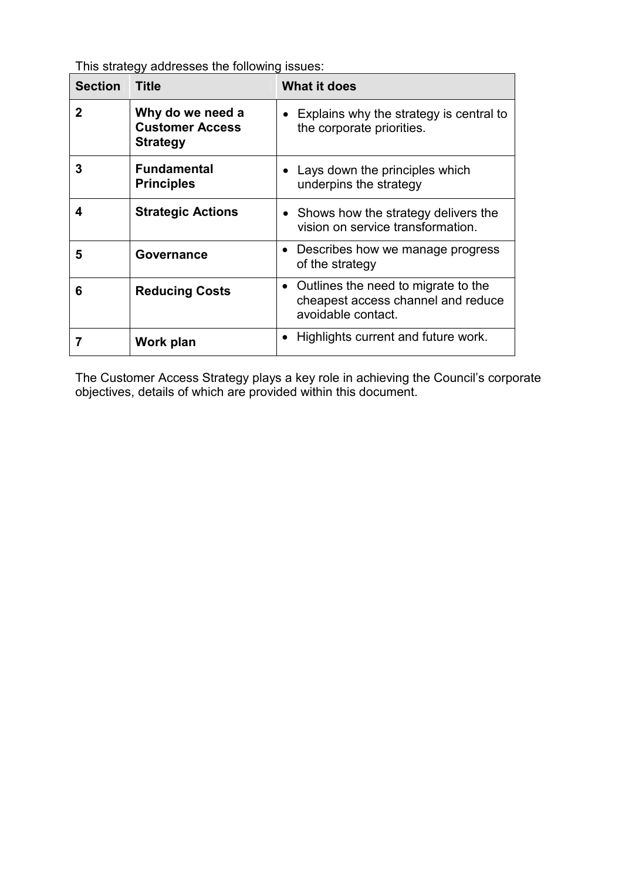This strategy addresses the following issues:

| Section | Title | What it does |
|---|---|---|
| **2** | **Why do we need a Customer Access Strategy** | • Explains why the strategy is central to the corporate priorities. |
| **3** | **Fundamental Principles** | • Lays down the principles which underpins the strategy |
| **4** | **Strategic Actions** | • Shows how the strategy delivers the vision on service transformation. |
| **5** | **Governance** | • Describes how we manage progress of the strategy |
| **6** | **Reducing Costs** | • Outlines the need to migrate to the cheapest access channel and reduce avoidable contact. |
| **7** | **Work plan** | • Highlights current and future work. |

The Customer Access Strategy plays a key role in achieving the Council's corporate objectives, details of which are provided within this document.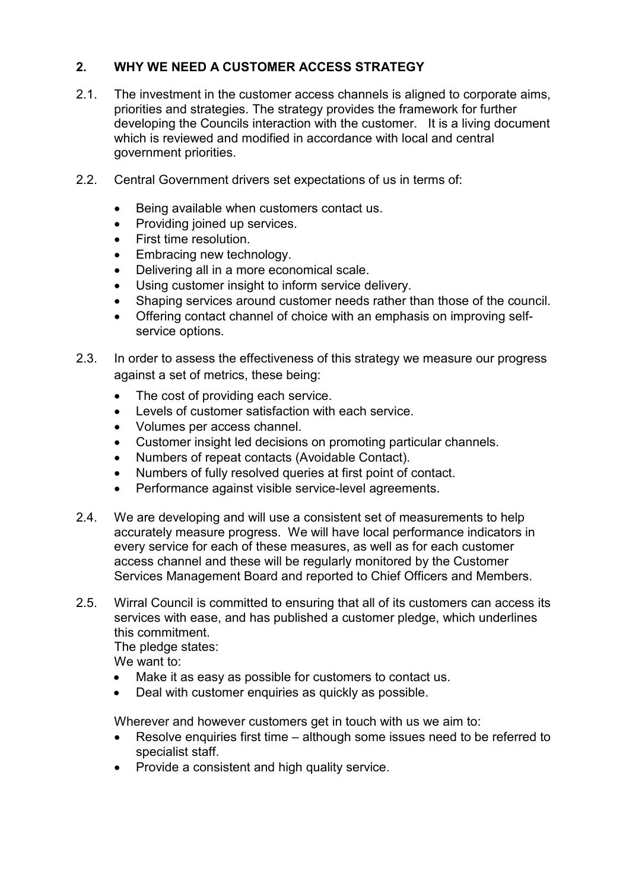## 2. WHY WE NEED A CUSTOMER ACCESS STRATEGY

2.1. The investment in the customer access channels is aligned to corporate aims, priorities and strategies. The strategy provides the framework for further developing the Councils interaction with the customer. It is a living document which is reviewed and modified in accordance with local and central government priorities.

2.2. Central Government drivers set expectations of us in terms of:

- Being available when customers contact us.
- Providing joined up services.
- First time resolution.
- Embracing new technology.
- Delivering all in a more economical scale.
- Using customer insight to inform service delivery.
- Shaping services around customer needs rather than those of the council.
- Offering contact channel of choice with an emphasis on improving self-service options.

2.3. In order to assess the effectiveness of this strategy we measure our progress against a set of metrics, these being:

- The cost of providing each service.
- Levels of customer satisfaction with each service.
- Volumes per access channel.
- Customer insight led decisions on promoting particular channels.
- Numbers of repeat contacts (Avoidable Contact).
- Numbers of fully resolved queries at first point of contact.
- Performance against visible service-level agreements.

2.4. We are developing and will use a consistent set of measurements to help accurately measure progress. We will have local performance indicators in every service for each of these measures, as well as for each customer access channel and these will be regularly monitored by the Customer Services Management Board and reported to Chief Officers and Members.

2.5. Wirral Council is committed to ensuring that all of its customers can access its services with ease, and has published a customer pledge, which underlines this commitment.

The pledge states:

We want to:

- Make it as easy as possible for customers to contact us.
- Deal with customer enquiries as quickly as possible.

Wherever and however customers get in touch with us we aim to:

- Resolve enquiries first time – although some issues need to be referred to specialist staff.
- Provide a consistent and high quality service.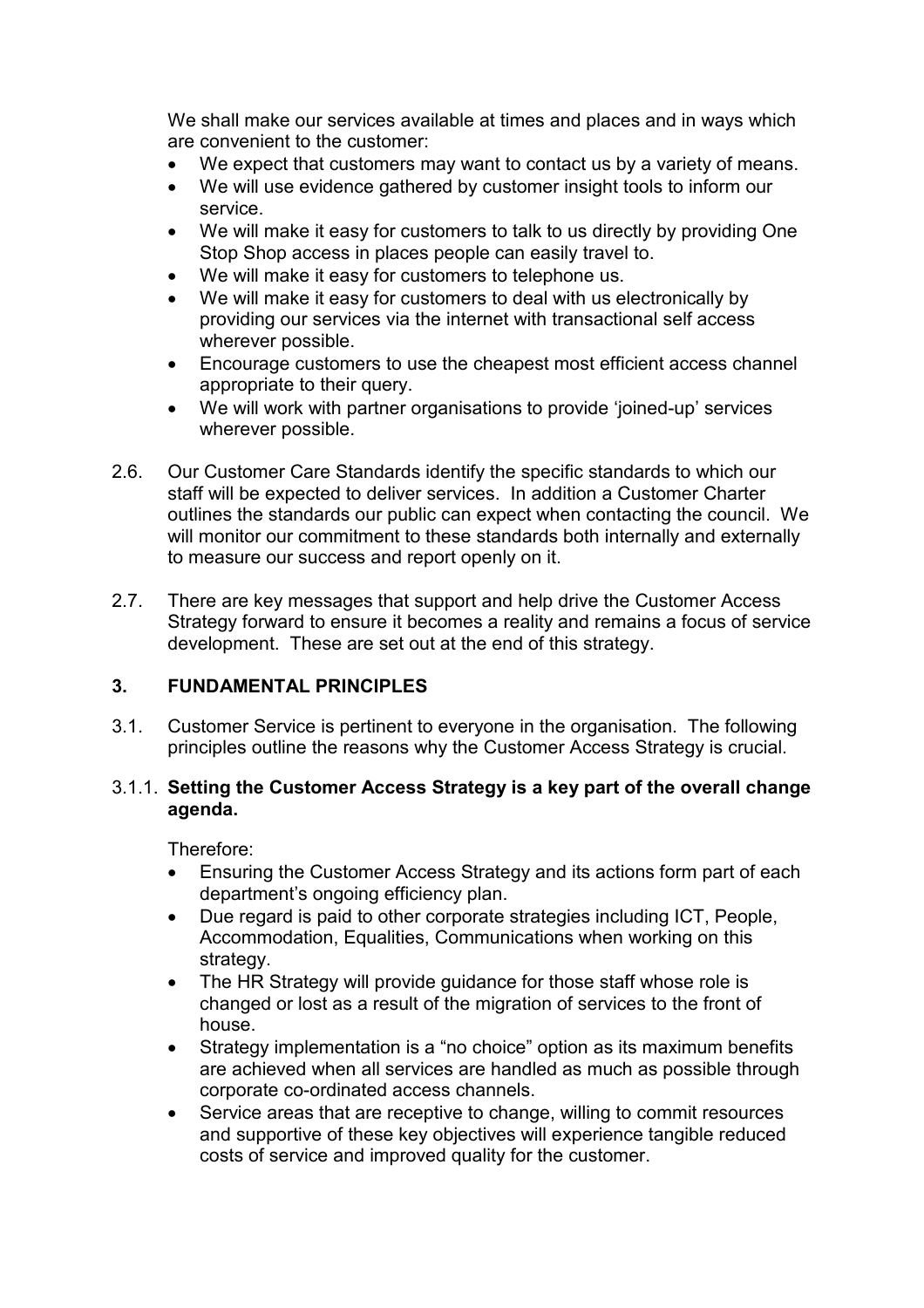We shall make our services available at times and places and in ways which are convenient to the customer:

- We expect that customers may want to contact us by a variety of means.
- We will use evidence gathered by customer insight tools to inform our service.
- We will make it easy for customers to talk to us directly by providing One Stop Shop access in places people can easily travel to.
- We will make it easy for customers to telephone us.
- We will make it easy for customers to deal with us electronically by providing our services via the internet with transactional self access wherever possible.
- Encourage customers to use the cheapest most efficient access channel appropriate to their query.
- We will work with partner organisations to provide 'joined-up' services wherever possible.

2.6. Our Customer Care Standards identify the specific standards to which our staff will be expected to deliver services. In addition a Customer Charter outlines the standards our public can expect when contacting the council. We will monitor our commitment to these standards both internally and externally to measure our success and report openly on it.

2.7. There are key messages that support and help drive the Customer Access Strategy forward to ensure it becomes a reality and remains a focus of service development. These are set out at the end of this strategy.

## 3. FUNDAMENTAL PRINCIPLES

3.1. Customer Service is pertinent to everyone in the organisation. The following principles outline the reasons why the Customer Access Strategy is crucial.

### 3.1.1. Setting the Customer Access Strategy is a key part of the overall change agenda.

Therefore:

- Ensuring the Customer Access Strategy and its actions form part of each department's ongoing efficiency plan.
- Due regard is paid to other corporate strategies including ICT, People, Accommodation, Equalities, Communications when working on this strategy.
- The HR Strategy will provide guidance for those staff whose role is changed or lost as a result of the migration of services to the front of house.
- Strategy implementation is a "no choice" option as its maximum benefits are achieved when all services are handled as much as possible through corporate co-ordinated access channels.
- Service areas that are receptive to change, willing to commit resources and supportive of these key objectives will experience tangible reduced costs of service and improved quality for the customer.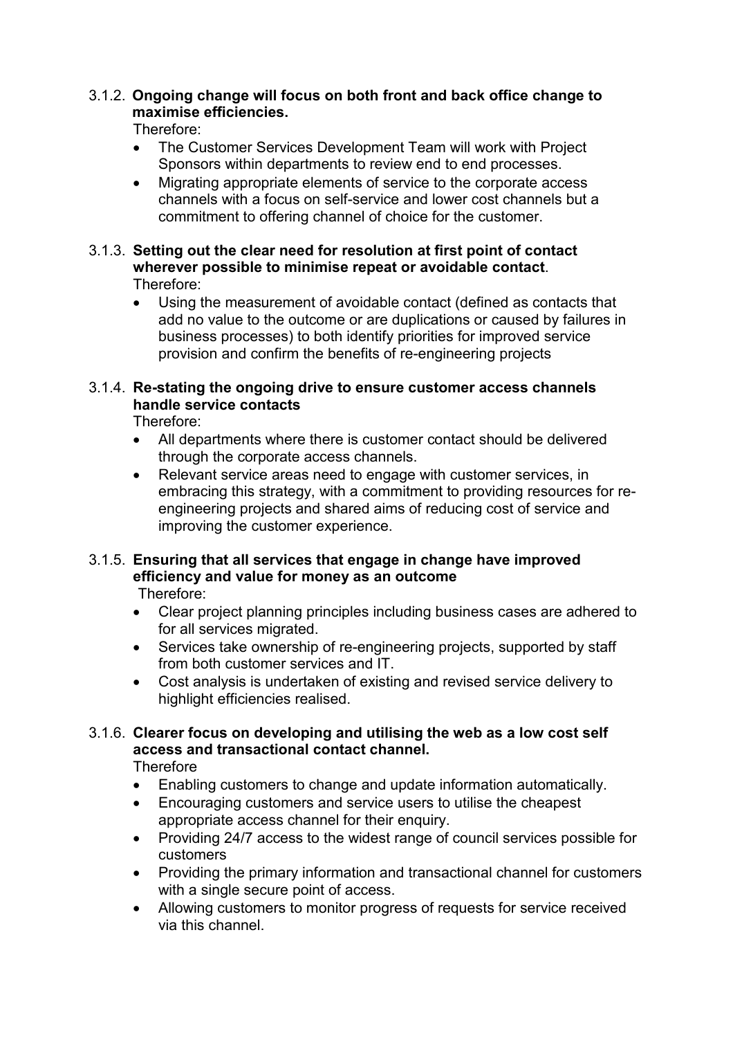3.1.2. **Ongoing change will focus on both front and back office change to maximise efficiencies.**

Therefore:

- The Customer Services Development Team will work with Project Sponsors within departments to review end to end processes.
- Migrating appropriate elements of service to the corporate access channels with a focus on self-service and lower cost channels but a commitment to offering channel of choice for the customer.

3.1.3. **Setting out the clear need for resolution at first point of contact wherever possible to minimise repeat or avoidable contact**.

Therefore:

- Using the measurement of avoidable contact (defined as contacts that add no value to the outcome or are duplications or caused by failures in business processes) to both identify priorities for improved service provision and confirm the benefits of re-engineering projects

3.1.4. **Re-stating the ongoing drive to ensure customer access channels handle service contacts**

Therefore:

- All departments where there is customer contact should be delivered through the corporate access channels.
- Relevant service areas need to engage with customer services, in embracing this strategy, with a commitment to providing resources for re-engineering projects and shared aims of reducing cost of service and improving the customer experience.

3.1.5. **Ensuring that all services that engage in change have improved efficiency and value for money as an outcome**

Therefore:

- Clear project planning principles including business cases are adhered to for all services migrated.
- Services take ownership of re-engineering projects, supported by staff from both customer services and IT.
- Cost analysis is undertaken of existing and revised service delivery to highlight efficiencies realised.

3.1.6. **Clearer focus on developing and utilising the web as a low cost self access and transactional contact channel.**

Therefore

- Enabling customers to change and update information automatically.
- Encouraging customers and service users to utilise the cheapest appropriate access channel for their enquiry.
- Providing 24/7 access to the widest range of council services possible for customers
- Providing the primary information and transactional channel for customers with a single secure point of access.
- Allowing customers to monitor progress of requests for service received via this channel.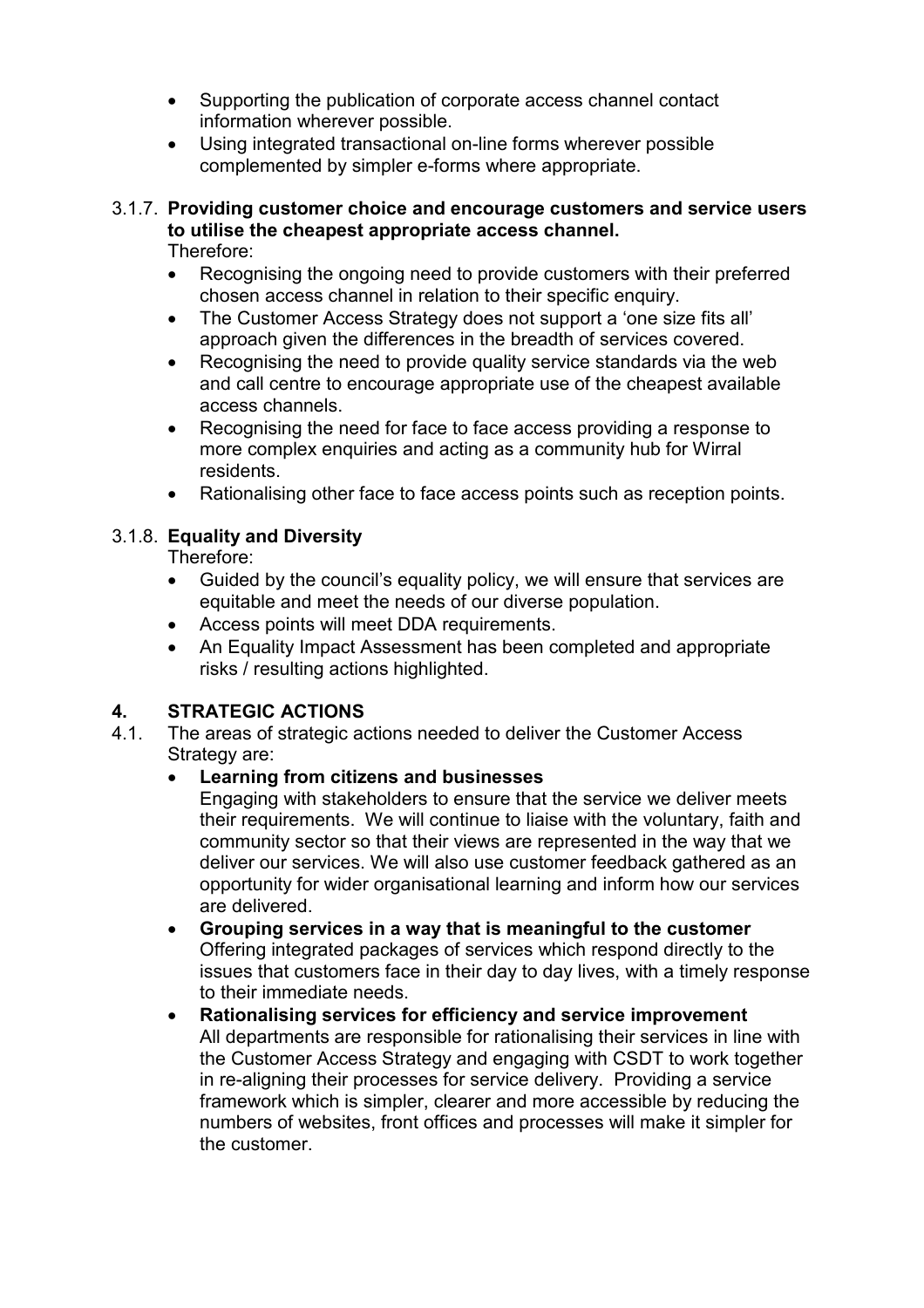- Supporting the publication of corporate access channel contact information wherever possible.
- Using integrated transactional on-line forms wherever possible complemented by simpler e-forms where appropriate.

3.1.7. **Providing customer choice and encourage customers and service users to utilise the cheapest appropriate access channel.**
Therefore:

- Recognising the ongoing need to provide customers with their preferred chosen access channel in relation to their specific enquiry.
- The Customer Access Strategy does not support a 'one size fits all' approach given the differences in the breadth of services covered.
- Recognising the need to provide quality service standards via the web and call centre to encourage appropriate use of the cheapest available access channels.
- Recognising the need for face to face access providing a response to more complex enquiries and acting as a community hub for Wirral residents.
- Rationalising other face to face access points such as reception points.

3.1.8. **Equality and Diversity**
Therefore:

- Guided by the council's equality policy, we will ensure that services are equitable and meet the needs of our diverse population.
- Access points will meet DDA requirements.
- An Equality Impact Assessment has been completed and appropriate risks / resulting actions highlighted.

## 4. STRATEGIC ACTIONS

4.1. The areas of strategic actions needed to deliver the Customer Access Strategy are:

- **Learning from citizens and businesses**
  Engaging with stakeholders to ensure that the service we deliver meets their requirements. We will continue to liaise with the voluntary, faith and community sector so that their views are represented in the way that we deliver our services. We will also use customer feedback gathered as an opportunity for wider organisational learning and inform how our services are delivered.
- **Grouping services in a way that is meaningful to the customer**
  Offering integrated packages of services which respond directly to the issues that customers face in their day to day lives, with a timely response to their immediate needs.
- **Rationalising services for efficiency and service improvement**
  All departments are responsible for rationalising their services in line with the Customer Access Strategy and engaging with CSDT to work together in re-aligning their processes for service delivery. Providing a service framework which is simpler, clearer and more accessible by reducing the numbers of websites, front offices and processes will make it simpler for the customer.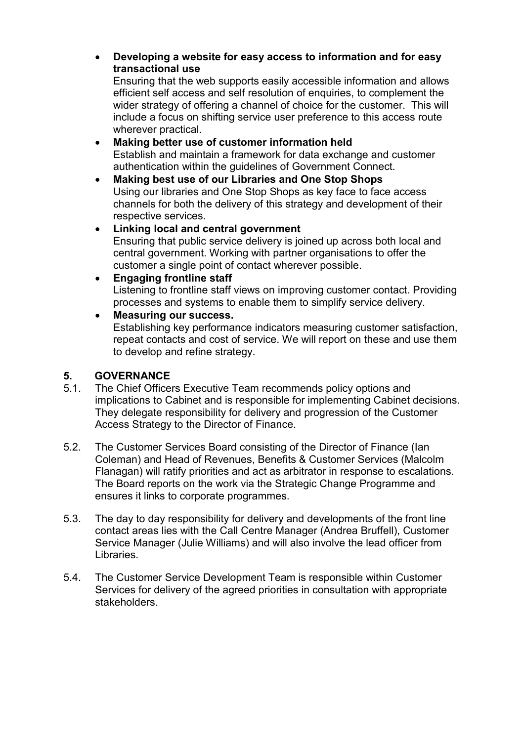- **Developing a website for easy access to information and for easy transactional use**
  Ensuring that the web supports easily accessible information and allows efficient self access and self resolution of enquiries, to complement the wider strategy of offering a channel of choice for the customer. This will include a focus on shifting service user preference to this access route wherever practical.
- **Making better use of customer information held**
  Establish and maintain a framework for data exchange and customer authentication within the guidelines of Government Connect.
- **Making best use of our Libraries and One Stop Shops**
  Using our libraries and One Stop Shops as key face to face access channels for both the delivery of this strategy and development of their respective services.
- **Linking local and central government**
  Ensuring that public service delivery is joined up across both local and central government. Working with partner organisations to offer the customer a single point of contact wherever possible.
- **Engaging frontline staff**
  Listening to frontline staff views on improving customer contact. Providing processes and systems to enable them to simplify service delivery.
- **Measuring our success.**
  Establishing key performance indicators measuring customer satisfaction, repeat contacts and cost of service. We will report on these and use them to develop and refine strategy.

## 5. GOVERNANCE

5.1. The Chief Officers Executive Team recommends policy options and implications to Cabinet and is responsible for implementing Cabinet decisions. They delegate responsibility for delivery and progression of the Customer Access Strategy to the Director of Finance.

5.2. The Customer Services Board consisting of the Director of Finance (Ian Coleman) and Head of Revenues, Benefits & Customer Services (Malcolm Flanagan) will ratify priorities and act as arbitrator in response to escalations. The Board reports on the work via the Strategic Change Programme and ensures it links to corporate programmes.

5.3. The day to day responsibility for delivery and developments of the front line contact areas lies with the Call Centre Manager (Andrea Bruffell), Customer Service Manager (Julie Williams) and will also involve the lead officer from Libraries.

5.4. The Customer Service Development Team is responsible within Customer Services for delivery of the agreed priorities in consultation with appropriate stakeholders.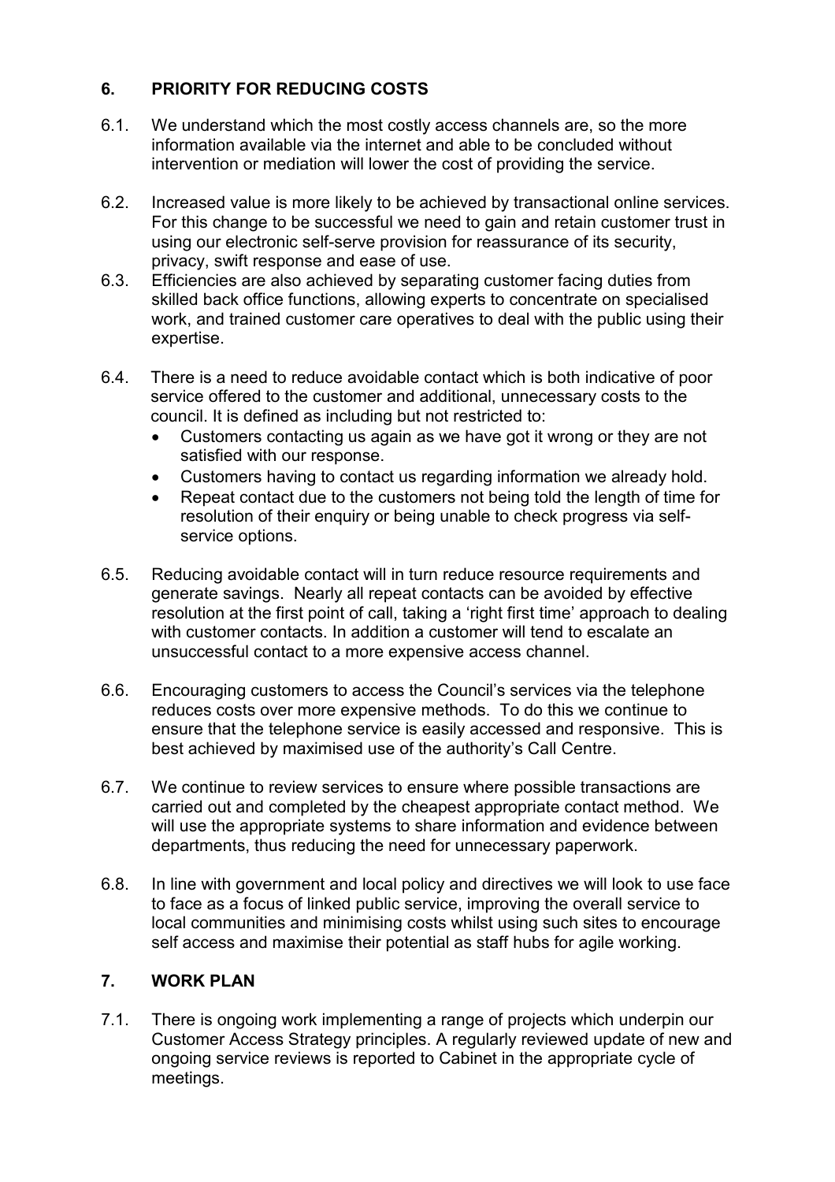## 6. PRIORITY FOR REDUCING COSTS

6.1. We understand which the most costly access channels are, so the more information available via the internet and able to be concluded without intervention or mediation will lower the cost of providing the service.

6.2. Increased value is more likely to be achieved by transactional online services. For this change to be successful we need to gain and retain customer trust in using our electronic self-serve provision for reassurance of its security, privacy, swift response and ease of use.

6.3. Efficiencies are also achieved by separating customer facing duties from skilled back office functions, allowing experts to concentrate on specialised work, and trained customer care operatives to deal with the public using their expertise.

6.4. There is a need to reduce avoidable contact which is both indicative of poor service offered to the customer and additional, unnecessary costs to the council. It is defined as including but not restricted to:

- Customers contacting us again as we have got it wrong or they are not satisfied with our response.
- Customers having to contact us regarding information we already hold.
- Repeat contact due to the customers not being told the length of time for resolution of their enquiry or being unable to check progress via self-service options.

6.5. Reducing avoidable contact will in turn reduce resource requirements and generate savings. Nearly all repeat contacts can be avoided by effective resolution at the first point of call, taking a 'right first time' approach to dealing with customer contacts. In addition a customer will tend to escalate an unsuccessful contact to a more expensive access channel.

6.6. Encouraging customers to access the Council's services via the telephone reduces costs over more expensive methods. To do this we continue to ensure that the telephone service is easily accessed and responsive. This is best achieved by maximised use of the authority's Call Centre.

6.7. We continue to review services to ensure where possible transactions are carried out and completed by the cheapest appropriate contact method. We will use the appropriate systems to share information and evidence between departments, thus reducing the need for unnecessary paperwork.

6.8. In line with government and local policy and directives we will look to use face to face as a focus of linked public service, improving the overall service to local communities and minimising costs whilst using such sites to encourage self access and maximise their potential as staff hubs for agile working.

## 7. WORK PLAN

7.1. There is ongoing work implementing a range of projects which underpin our Customer Access Strategy principles. A regularly reviewed update of new and ongoing service reviews is reported to Cabinet in the appropriate cycle of meetings.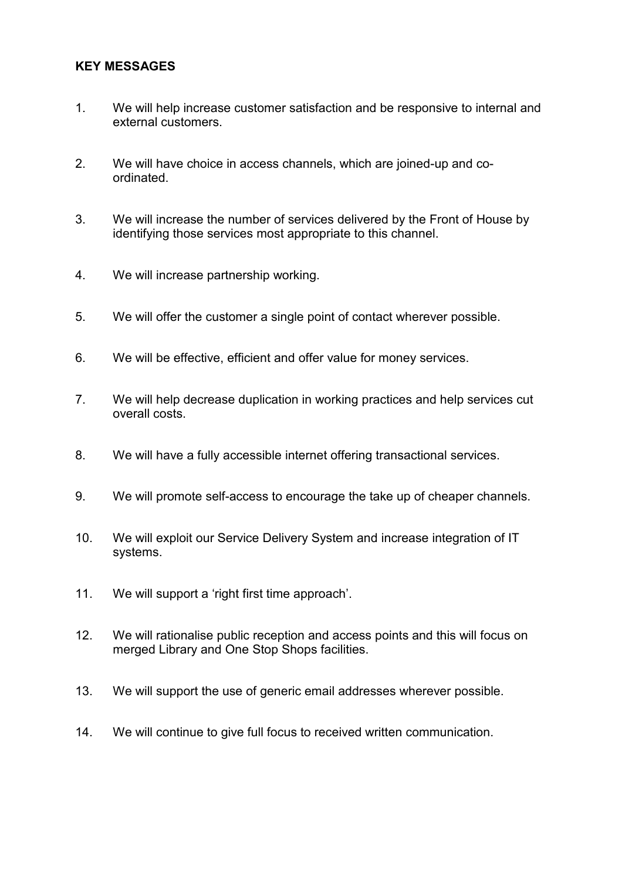**KEY MESSAGES**

1. We will help increase customer satisfaction and be responsive to internal and external customers.

2. We will have choice in access channels, which are joined-up and co-ordinated.

3. We will increase the number of services delivered by the Front of House by identifying those services most appropriate to this channel.

4. We will increase partnership working.

5. We will offer the customer a single point of contact wherever possible.

6. We will be effective, efficient and offer value for money services.

7. We will help decrease duplication in working practices and help services cut overall costs.

8. We will have a fully accessible internet offering transactional services.

9. We will promote self-access to encourage the take up of cheaper channels.

10. We will exploit our Service Delivery System and increase integration of IT systems.

11. We will support a 'right first time approach'.

12. We will rationalise public reception and access points and this will focus on merged Library and One Stop Shops facilities.

13. We will support the use of generic email addresses wherever possible.

14. We will continue to give full focus to received written communication.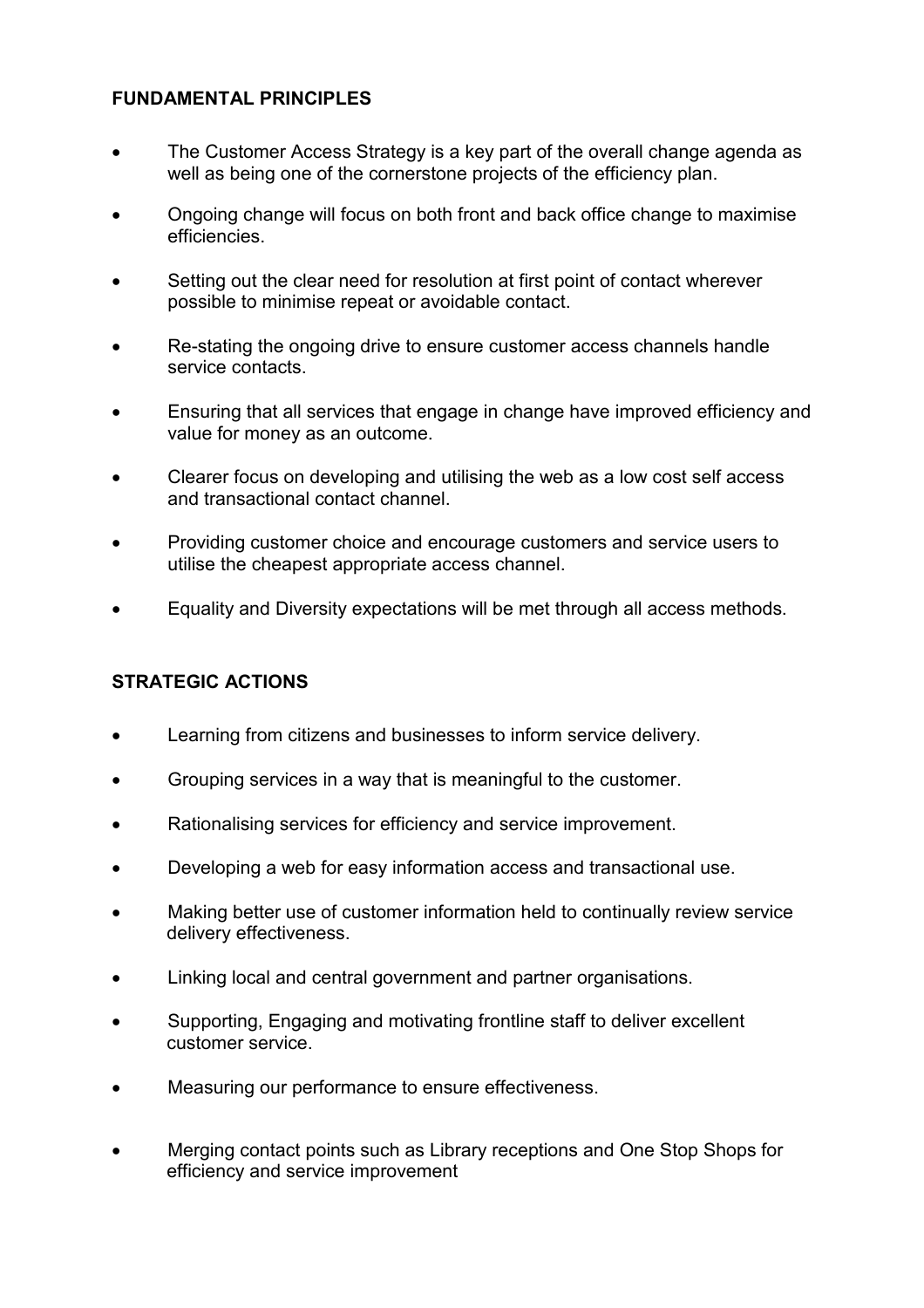## FUNDAMENTAL PRINCIPLES

- The Customer Access Strategy is a key part of the overall change agenda as well as being one of the cornerstone projects of the efficiency plan.
- Ongoing change will focus on both front and back office change to maximise efficiencies.
- Setting out the clear need for resolution at first point of contact wherever possible to minimise repeat or avoidable contact.
- Re-stating the ongoing drive to ensure customer access channels handle service contacts.
- Ensuring that all services that engage in change have improved efficiency and value for money as an outcome.
- Clearer focus on developing and utilising the web as a low cost self access and transactional contact channel.
- Providing customer choice and encourage customers and service users to utilise the cheapest appropriate access channel.
- Equality and Diversity expectations will be met through all access methods.

## STRATEGIC ACTIONS

- Learning from citizens and businesses to inform service delivery.
- Grouping services in a way that is meaningful to the customer.
- Rationalising services for efficiency and service improvement.
- Developing a web for easy information access and transactional use.
- Making better use of customer information held to continually review service delivery effectiveness.
- Linking local and central government and partner organisations.
- Supporting, Engaging and motivating frontline staff to deliver excellent customer service.
- Measuring our performance to ensure effectiveness.
- Merging contact points such as Library receptions and One Stop Shops for efficiency and service improvement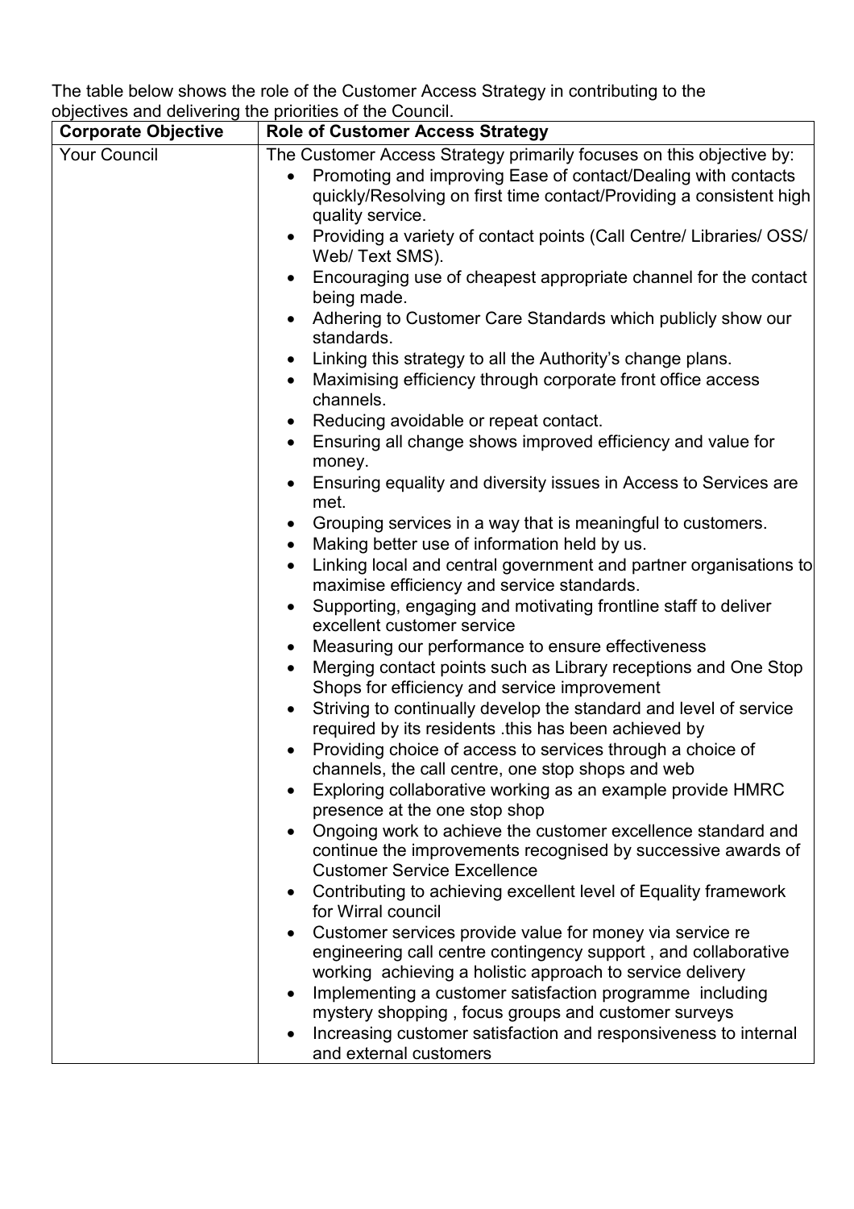The table below shows the role of the Customer Access Strategy in contributing to the objectives and delivering the priorities of the Council.

| Corporate Objective | Role of Customer Access Strategy |
|---|---|
| Your Council | The Customer Access Strategy primarily focuses on this objective by:<br>• Promoting and improving Ease of contact/Dealing with contacts quickly/Resolving on first time contact/Providing a consistent high quality service.<br>• Providing a variety of contact points (Call Centre/ Libraries/ OSS/ Web/ Text SMS).<br>• Encouraging use of cheapest appropriate channel for the contact being made.<br>• Adhering to Customer Care Standards which publicly show our standards.<br>• Linking this strategy to all the Authority's change plans.<br>• Maximising efficiency through corporate front office access channels.<br>• Reducing avoidable or repeat contact.<br>• Ensuring all change shows improved efficiency and value for money.<br>• Ensuring equality and diversity issues in Access to Services are met.<br>• Grouping services in a way that is meaningful to customers.<br>• Making better use of information held by us.<br>• Linking local and central government and partner organisations to maximise efficiency and service standards.<br>• Supporting, engaging and motivating frontline staff to deliver excellent customer service<br>• Measuring our performance to ensure effectiveness<br>• Merging contact points such as Library receptions and One Stop Shops for efficiency and service improvement<br>• Striving to continually develop the standard and level of service required by its residents .this has been achieved by<br>• Providing choice of access to services through a choice of channels, the call centre, one stop shops and web<br>• Exploring collaborative working as an example provide HMRC presence at the one stop shop<br>• Ongoing work to achieve the customer excellence standard and continue the improvements recognised by successive awards of Customer Service Excellence<br>• Contributing to achieving excellent level of Equality framework for Wirral council<br>• Customer services provide value for money via service re engineering call centre contingency support , and collaborative working achieving a holistic approach to service delivery<br>• Implementing a customer satisfaction programme including mystery shopping , focus groups and customer surveys<br>• Increasing customer satisfaction and responsiveness to internal and external customers |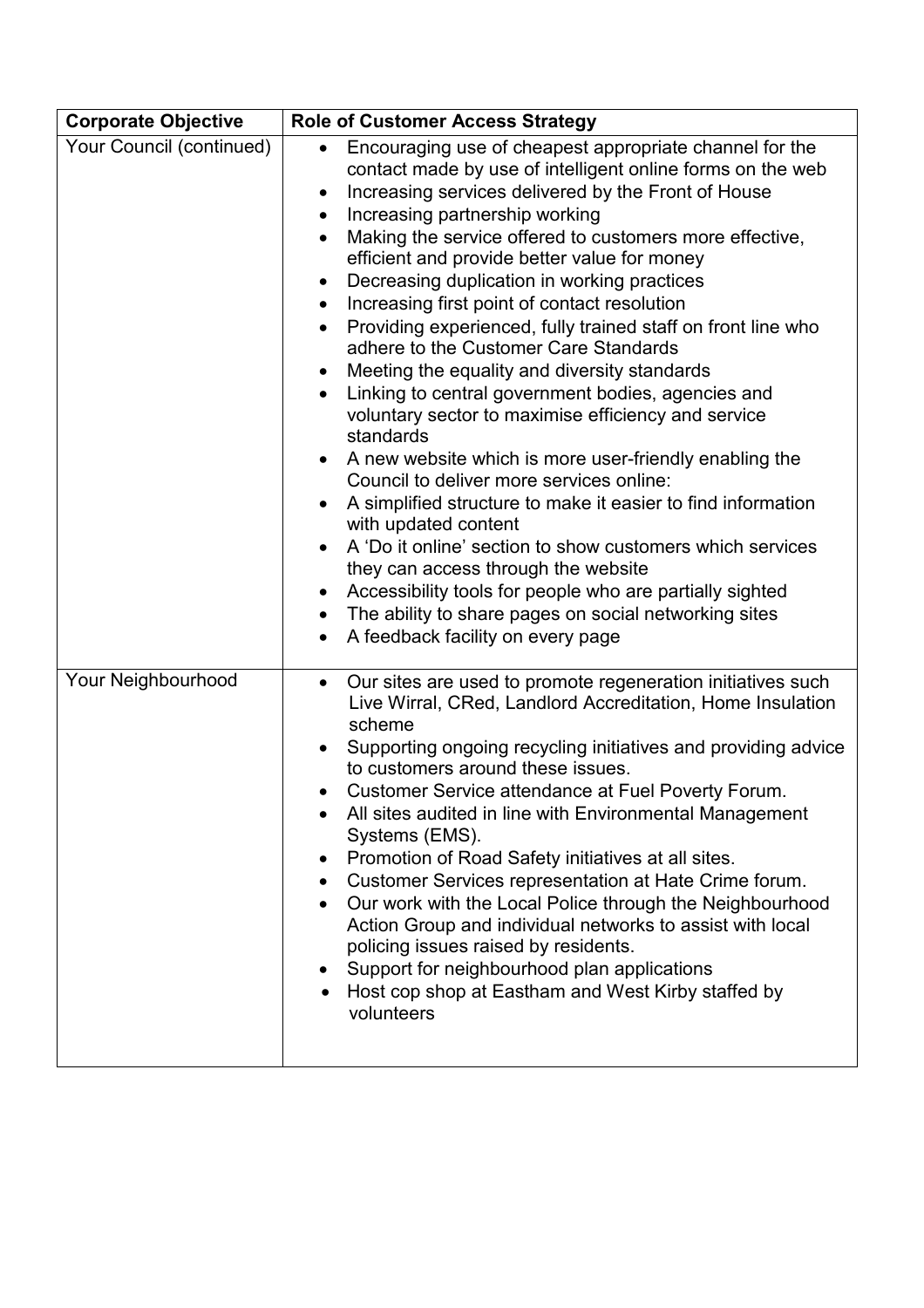| Corporate Objective | Role of Customer Access Strategy |
|---|---|
| Your Council (continued) | • Encouraging use of cheapest appropriate channel for the contact made by use of intelligent online forms on the web<br>• Increasing services delivered by the Front of House<br>• Increasing partnership working<br>• Making the service offered to customers more effective, efficient and provide better value for money<br>• Decreasing duplication in working practices<br>• Increasing first point of contact resolution<br>• Providing experienced, fully trained staff on front line who adhere to the Customer Care Standards<br>• Meeting the equality and diversity standards<br>• Linking to central government bodies, agencies and voluntary sector to maximise efficiency and service standards<br>• A new website which is more user-friendly enabling the Council to deliver more services online:<br>• A simplified structure to make it easier to find information with updated content<br>• A 'Do it online' section to show customers which services they can access through the website<br>• Accessibility tools for people who are partially sighted<br>• The ability to share pages on social networking sites<br>• A feedback facility on every page |
| Your Neighbourhood | • Our sites are used to promote regeneration initiatives such Live Wirral, CRed, Landlord Accreditation, Home Insulation scheme<br>• Supporting ongoing recycling initiatives and providing advice to customers around these issues.<br>• Customer Service attendance at Fuel Poverty Forum.<br>• All sites audited in line with Environmental Management Systems (EMS).<br>• Promotion of Road Safety initiatives at all sites.<br>• Customer Services representation at Hate Crime forum.<br>• Our work with the Local Police through the Neighbourhood Action Group and individual networks to assist with local policing issues raised by residents.<br>• Support for neighbourhood plan applications<br>• Host cop shop at Eastham and West Kirby staffed by volunteers |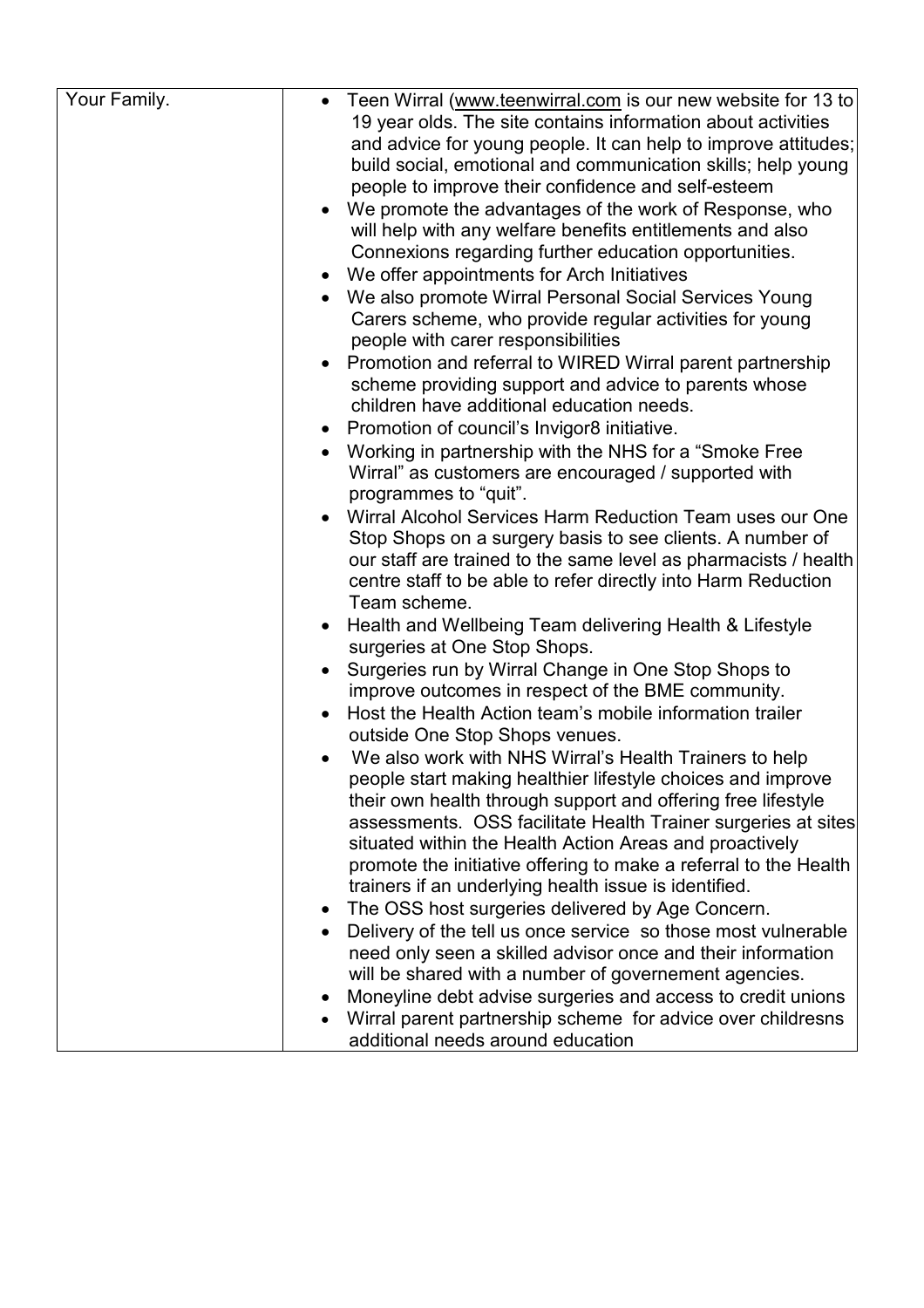| | |
|---|---|
| Your Family. | • Teen Wirral (www.teenwirral.com is our new website for 13 to 19 year olds. The site contains information about activities and advice for young people. It can help to improve attitudes; build social, emotional and communication skills; help young people to improve their confidence and self-esteem<br>• We promote the advantages of the work of Response, who will help with any welfare benefits entitlements and also Connexions regarding further education opportunities.<br>• We offer appointments for Arch Initiatives<br>• We also promote Wirral Personal Social Services Young Carers scheme, who provide regular activities for young people with carer responsibilities<br>• Promotion and referral to WIRED Wirral parent partnership scheme providing support and advice to parents whose children have additional education needs.<br>• Promotion of council's Invigor8 initiative.<br>• Working in partnership with the NHS for a "Smoke Free Wirral" as customers are encouraged / supported with programmes to "quit".<br>• Wirral Alcohol Services Harm Reduction Team uses our One Stop Shops on a surgery basis to see clients. A number of our staff are trained to the same level as pharmacists / health centre staff to be able to refer directly into Harm Reduction Team scheme.<br>• Health and Wellbeing Team delivering Health & Lifestyle surgeries at One Stop Shops.<br>• Surgeries run by Wirral Change in One Stop Shops to improve outcomes in respect of the BME community.<br>• Host the Health Action team's mobile information trailer outside One Stop Shops venues.<br>• We also work with NHS Wirral's Health Trainers to help people start making healthier lifestyle choices and improve their own health through support and offering free lifestyle assessments. OSS facilitate Health Trainer surgeries at sites situated within the Health Action Areas and proactively promote the initiative offering to make a referral to the Health trainers if an underlying health issue is identified.<br>• The OSS host surgeries delivered by Age Concern.<br>• Delivery of the tell us once service so those most vulnerable need only seen a skilled advisor once and their information will be shared with a number of governement agencies.<br>• Moneyline debt advise surgeries and access to credit unions<br>• Wirral parent partnership scheme for advice over childresns additional needs around education |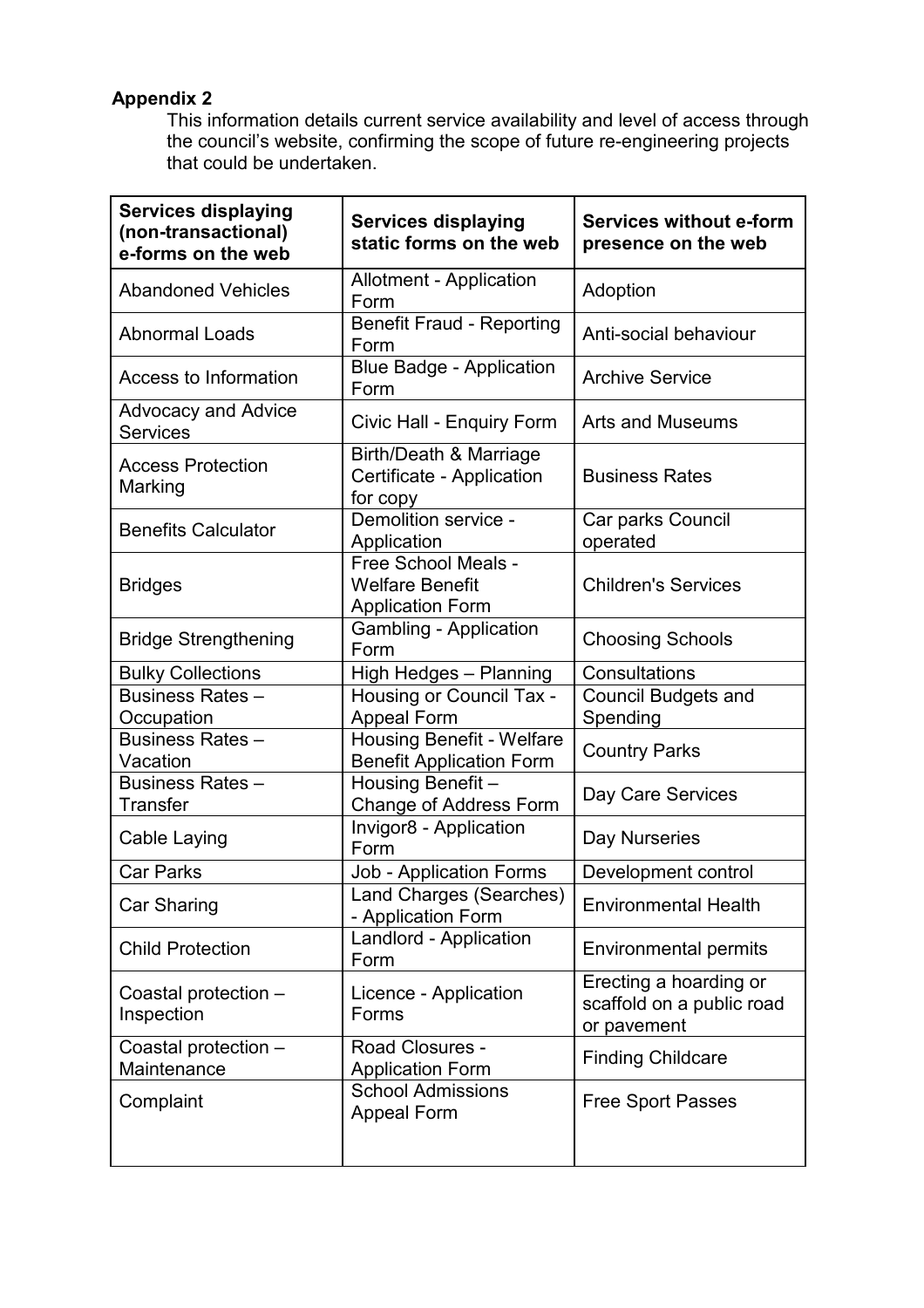**Appendix 2**

This information details current service availability and level of access through the council's website, confirming the scope of future re-engineering projects that could be undertaken.

| Services displaying (non-transactional) e-forms on the web | Services displaying static forms on the web | Services without e-form presence on the web |
| --- | --- | --- |
| Abandoned Vehicles | Allotment - Application Form | Adoption |
| Abnormal Loads | Benefit Fraud - Reporting Form | Anti-social behaviour |
| Access to Information | Blue Badge - Application Form | Archive Service |
| Advocacy and Advice Services | Civic Hall - Enquiry Form | Arts and Museums |
| Access Protection Marking | Birth/Death & Marriage Certificate - Application for copy | Business Rates |
| Benefits Calculator | Demolition service - Application | Car parks Council operated |
| Bridges | Free School Meals - Welfare Benefit Application Form | Children's Services |
| Bridge Strengthening | Gambling - Application Form | Choosing Schools |
| Bulky Collections | High Hedges – Planning | Consultations |
| Business Rates – Occupation | Housing or Council Tax - Appeal Form | Council Budgets and Spending |
| Business Rates – Vacation | Housing Benefit - Welfare Benefit Application Form | Country Parks |
| Business Rates – Transfer | Housing Benefit – Change of Address Form | Day Care Services |
| Cable Laying | Invigor8 - Application Form | Day Nurseries |
| Car Parks | Job - Application Forms | Development control |
| Car Sharing | Land Charges (Searches) - Application Form | Environmental Health |
| Child Protection | Landlord - Application Form | Environmental permits |
| Coastal protection – Inspection | Licence - Application Forms | Erecting a hoarding or scaffold on a public road or pavement |
| Coastal protection – Maintenance | Road Closures - Application Form | Finding Childcare |
| Complaint | School Admissions Appeal Form | Free Sport Passes |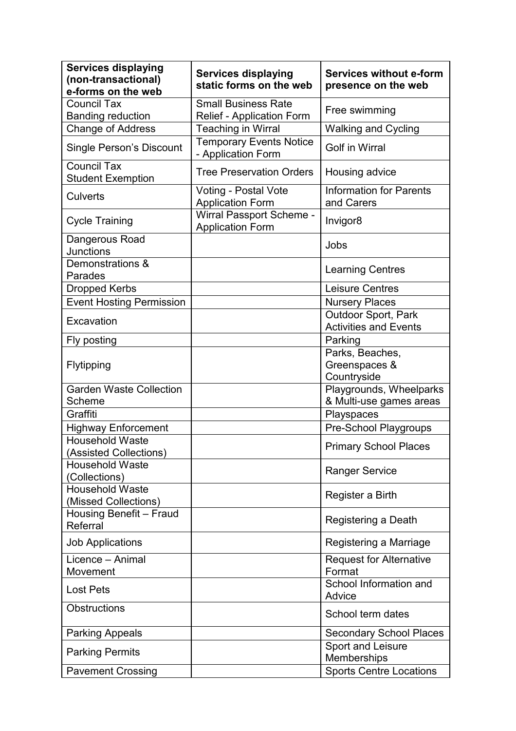| Services displaying (non-transactional) e-forms on the web | Services displaying static forms on the web | Services without e-form presence on the web |
|---|---|---|
| Council Tax Banding reduction | Small Business Rate Relief - Application Form | Free swimming |
| Change of Address | Teaching in Wirral | Walking and Cycling |
| Single Person's Discount | Temporary Events Notice - Application Form | Golf in Wirral |
| Council Tax Student Exemption | Tree Preservation Orders | Housing advice |
| Culverts | Voting - Postal Vote Application Form | Information for Parents and Carers |
| Cycle Training | Wirral Passport Scheme - Application Form | Invigor8 |
| Dangerous Road Junctions | | Jobs |
| Demonstrations & Parades | | Learning Centres |
| Dropped Kerbs | | Leisure Centres |
| Event Hosting Permission | | Nursery Places |
| Excavation | | Outdoor Sport, Park Activities and Events |
| Fly posting | | Parking |
| Flytipping | | Parks, Beaches, Greenspaces & Countryside |
| Garden Waste Collection Scheme | | Playgrounds, Wheelparks & Multi-use games areas |
| Graffiti | | Playspaces |
| Highway Enforcement | | Pre-School Playgroups |
| Household Waste (Assisted Collections) | | Primary School Places |
| Household Waste (Collections) | | Ranger Service |
| Household Waste (Missed Collections) | | Register a Birth |
| Housing Benefit – Fraud Referral | | Registering a Death |
| Job Applications | | Registering a Marriage |
| Licence – Animal Movement | | Request for Alternative Format |
| Lost Pets | | School Information and Advice |
| Obstructions | | School term dates |
| Parking Appeals | | Secondary School Places |
| Parking Permits | | Sport and Leisure Memberships |
| Pavement Crossing | | Sports Centre Locations |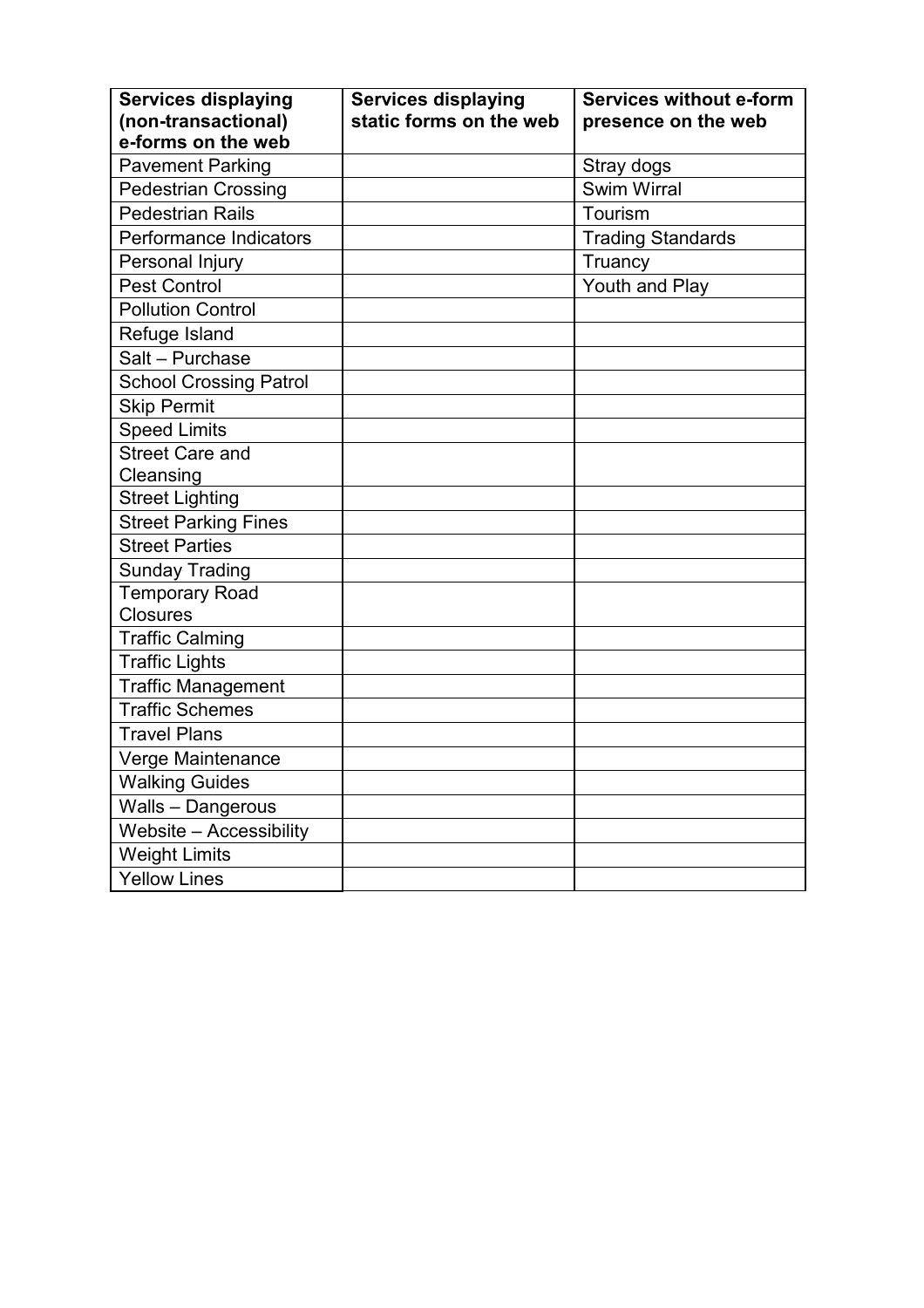| Services displaying (non-transactional) e-forms on the web | Services displaying static forms on the web | Services without e-form presence on the web |
|---|---|---|
| Pavement Parking | | Stray dogs |
| Pedestrian Crossing | | Swim Wirral |
| Pedestrian Rails | | Tourism |
| Performance Indicators | | Trading Standards |
| Personal Injury | | Truancy |
| Pest Control | | Youth and Play |
| Pollution Control | | |
| Refuge Island | | |
| Salt – Purchase | | |
| School Crossing Patrol | | |
| Skip Permit | | |
| Speed Limits | | |
| Street Care and Cleansing | | |
| Street Lighting | | |
| Street Parking Fines | | |
| Street Parties | | |
| Sunday Trading | | |
| Temporary Road Closures | | |
| Traffic Calming | | |
| Traffic Lights | | |
| Traffic Management | | |
| Traffic Schemes | | |
| Travel Plans | | |
| Verge Maintenance | | |
| Walking Guides | | |
| Walls – Dangerous | | |
| Website – Accessibility | | |
| Weight Limits | | |
| Yellow Lines | | |